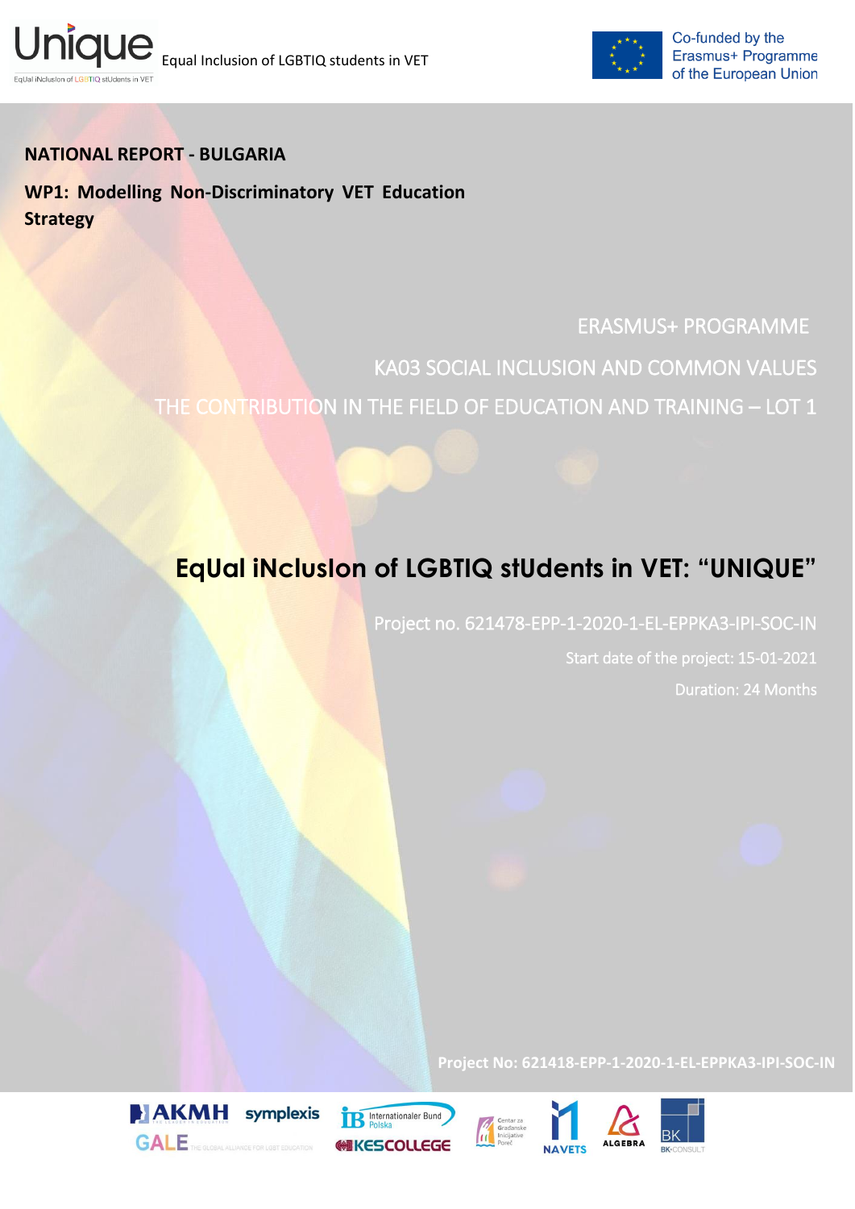Unique

EqUal iNclusIon of LGBTIQ stUdents in VET

Equal Inclusion of LGBTIQ students in VET

Co-funded by the Erasmus+ Programme of the European Union

**NATIONAL REPORT - BULGARIA**

**WP1: Modelling Non-Discriminatory VET Education Strategy**

ERASMUS+ PROGRAMME

KA03 SOCIAL INCLUSION AND COMMON VALUES

THE CONTRIBUTION IN THE FIELD OF EDUCATION AND TRAINING – LOT 1

# EqUal iNclusIon of LGBTIQ stUdents in VET: "UNIQUE"

Project no. 621478-EPP-1-2020-1-EL-EPPKA3-IPI-SOC-IN

Start date of the project: 15-01-2021

Duration: 24 Months

**Project No: 621418-EPP-1-2020-1-EL-EPPKA3-IPI-SOC-IN**

AKMH symplexis Internationaler Bund Polska Centar za Građanske Inicijative Poreč NAVETS ALGEBRA BK BK-CONSULT GALE THE GLOBAL ALLIANCE FOR LGBT EDUCATION KESCOLLEGE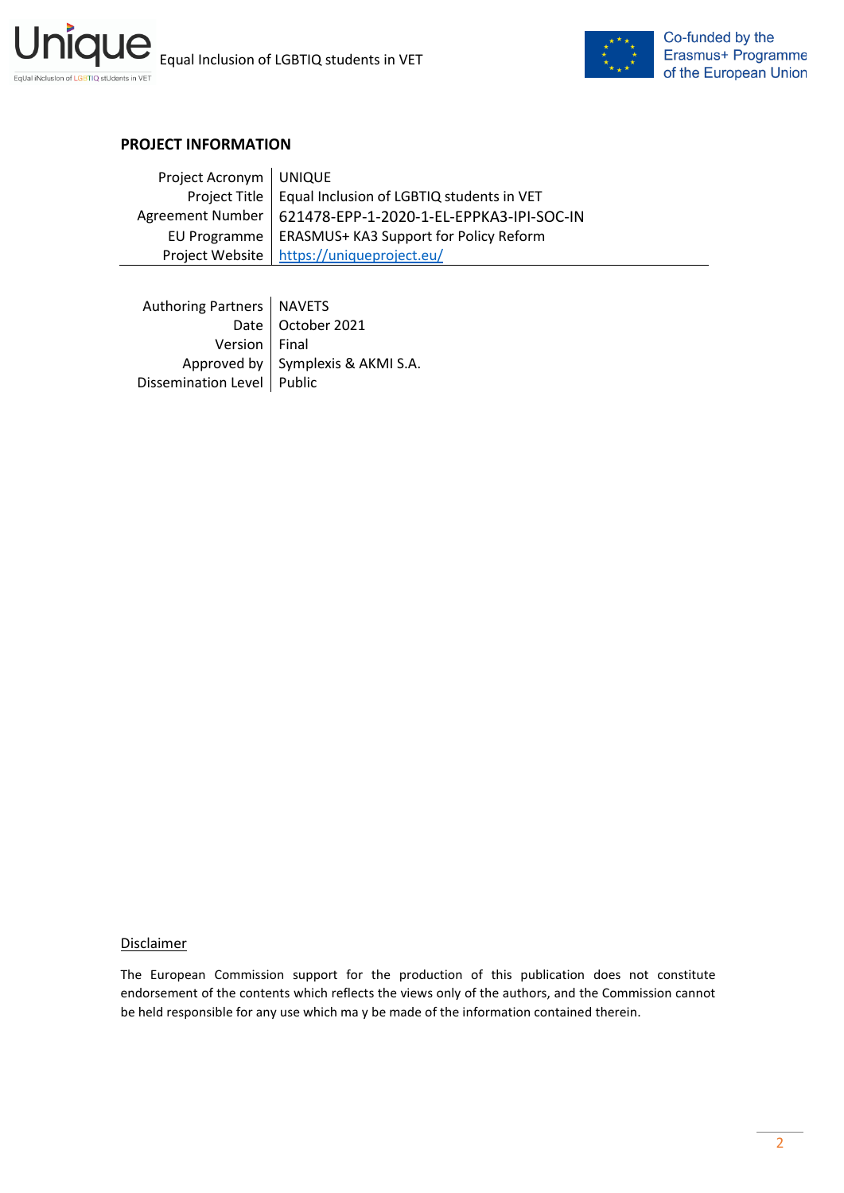## PROJECT INFORMATION

| | |
|---|---|
| Project Acronym | UNIQUE |
| Project Title | Equal Inclusion of LGBTIQ students in VET |
| Agreement Number | 621478-EPP-1-2020-1-EL-EPPKA3-IPI-SOC-IN |
| EU Programme | ERASMUS+ KA3 Support for Policy Reform |
| Project Website | [https://uniqueproject.eu/](https://uniqueproject.eu/) |

| | |
|---|---|
| Authoring Partners | NAVETS |
| Date | October 2021 |
| Version | Final |
| Approved by | Symplexis & AKMI S.A. |
| Dissemination Level | Public |

Disclaimer

The European Commission support for the production of this publication does not constitute endorsement of the contents which reflects the views only of the authors, and the Commission cannot be held responsible for any use which ma y be made of the information contained therein.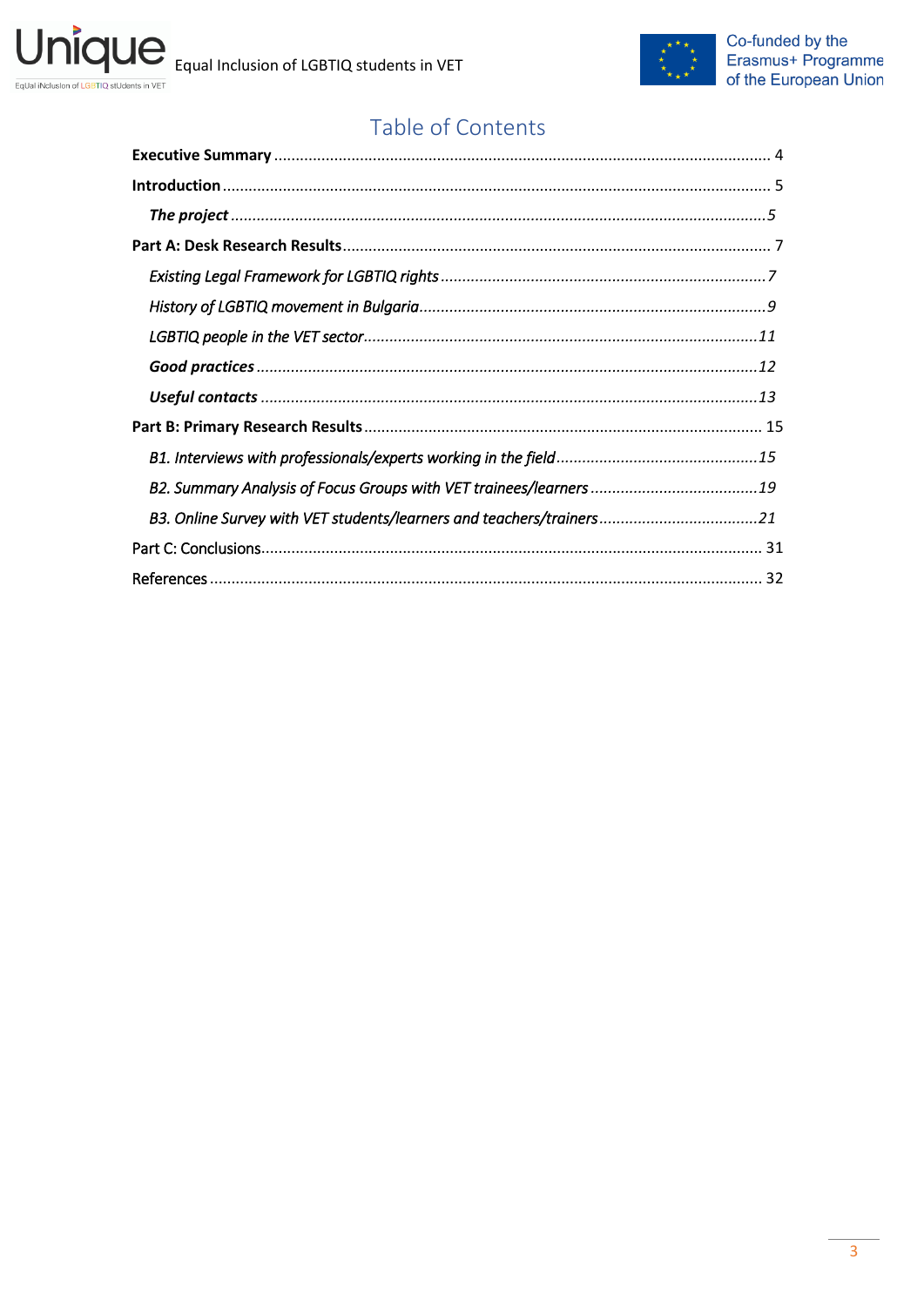## Table of Contents

**Executive Summary** ..................................................................................................................... 4

**Introduction** ............................................................................................................................... 5

***The project*** .............................................................................................................................5

**Part A: Desk Research Results** .................................................................................................. 7

*Existing Legal Framework for LGBTIQ rights* ...........................................................................7

*History of LGBTIQ movement in Bulgaria* ................................................................................9

*LGBTIQ people in the VET sector* ...........................................................................................11

***Good practices*** ....................................................................................................................12

***Useful contacts*** ...................................................................................................................13

**Part B: Primary Research Results** ............................................................................................ 15

*B1. Interviews with professionals/experts working in the field* ...............................................15

*B2. Summary Analysis of Focus Groups with VET trainees/learners* .......................................19

*B3. Online Survey with VET students/learners and teachers/trainers* .....................................21

Part C: Conclusions..................................................................................................................... 31

References ................................................................................................................................. 32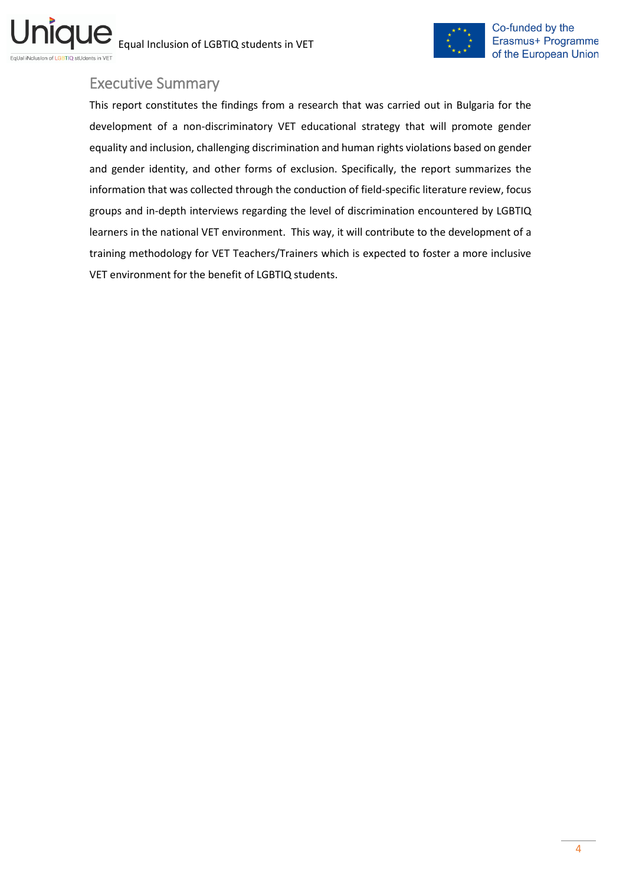## Executive Summary

This report constitutes the findings from a research that was carried out in Bulgaria for the development of a non-discriminatory VET educational strategy that will promote gender equality and inclusion, challenging discrimination and human rights violations based on gender and gender identity, and other forms of exclusion. Specifically, the report summarizes the information that was collected through the conduction of field-specific literature review, focus groups and in-depth interviews regarding the level of discrimination encountered by LGBTIQ learners in the national VET environment. This way, it will contribute to the development of a training methodology for VET Teachers/Trainers which is expected to foster a more inclusive VET environment for the benefit of LGBTIQ students.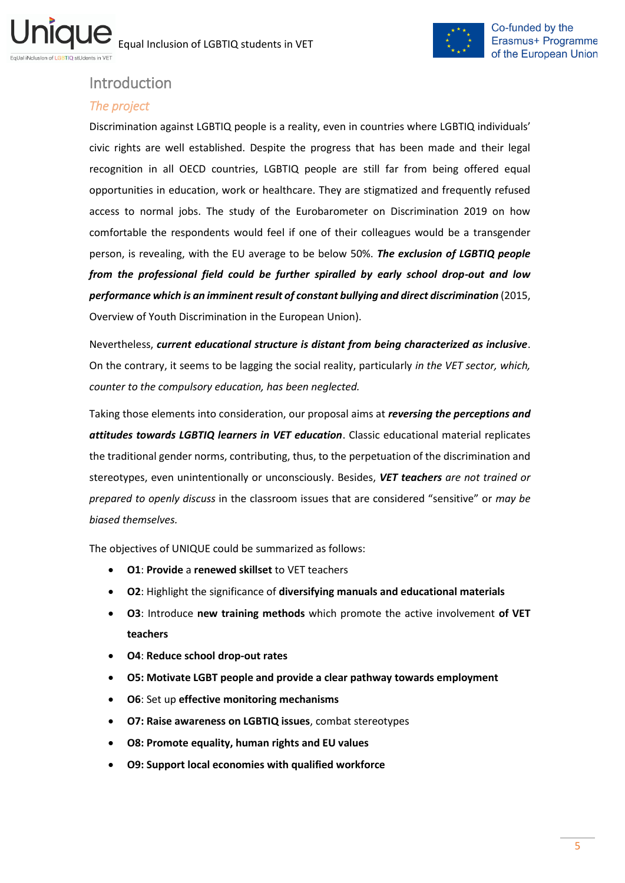# Introduction

## *The project*

Discrimination against LGBTIQ people is a reality, even in countries where LGBTIQ individuals' civic rights are well established. Despite the progress that has been made and their legal recognition in all OECD countries, LGBTIQ people are still far from being offered equal opportunities in education, work or healthcare. They are stigmatized and frequently refused access to normal jobs. The study of the Eurobarometer on Discrimination 2019 on how comfortable the respondents would feel if one of their colleagues would be a transgender person, is revealing, with the EU average to be below 50%. ***The exclusion of LGBTIQ people from the professional field could be further spiralled by early school drop-out and low performance which is an imminent result of constant bullying and direct discrimination*** (2015, Overview of Youth Discrimination in the European Union).

Nevertheless, ***current educational structure is distant from being characterized as inclusive***. On the contrary, it seems to be lagging the social reality, particularly *in the VET sector, which, counter to the compulsory education, has been neglected.*

Taking those elements into consideration, our proposal aims at ***reversing the perceptions and attitudes towards LGBTIQ learners in VET education***. Classic educational material replicates the traditional gender norms, contributing, thus, to the perpetuation of the discrimination and stereotypes, even unintentionally or unconsciously. Besides, ***VET teachers*** *are not trained or prepared to openly discuss* in the classroom issues that are considered "sensitive" or *may be biased themselves.*

The objectives of UNIQUE could be summarized as follows:

- **O1**: **Provide** a **renewed skillset** to VET teachers
- **O2**: Highlight the significance of **diversifying manuals and educational materials**
- **O3**: Introduce **new training methods** which promote the active involvement **of VET teachers**
- **O4**: **Reduce school drop-out rates**
- **O5: Motivate LGBT people and provide a clear pathway towards employment**
- **O6**: Set up **effective monitoring mechanisms**
- **O7: Raise awareness on LGBTIQ issues**, combat stereotypes
- **O8: Promote equality, human rights and EU values**
- **O9: Support local economies with qualified workforce**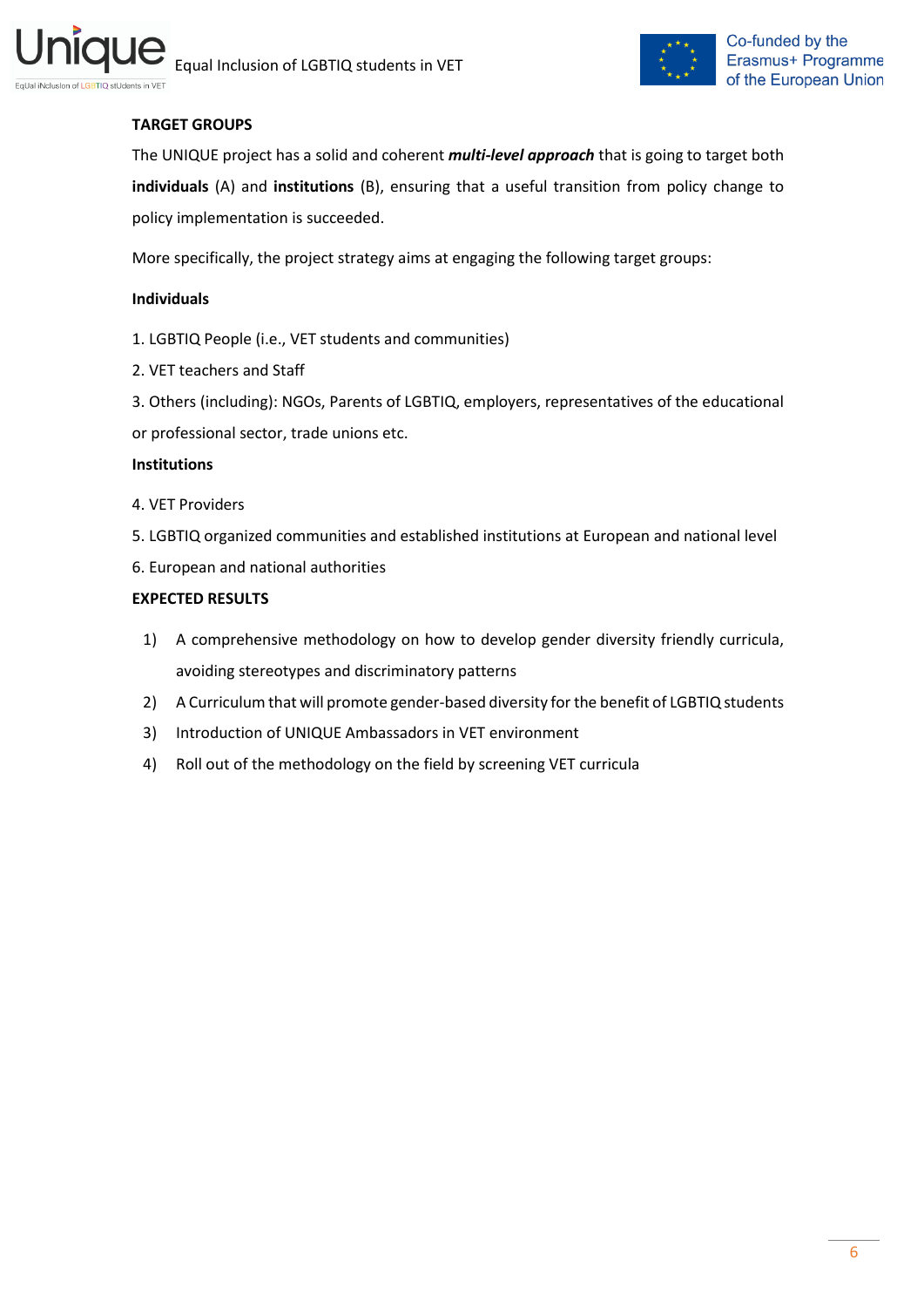## TARGET GROUPS

The UNIQUE project has a solid and coherent ***multi-level approach*** that is going to target both **individuals** (A) and **institutions** (B), ensuring that a useful transition from policy change to policy implementation is succeeded.

More specifically, the project strategy aims at engaging the following target groups:

### Individuals

1. LGBTIQ People (i.e., VET students and communities)
2. VET teachers and Staff
3. Others (including): NGOs, Parents of LGBTIQ, employers, representatives of the educational or professional sector, trade unions etc.

### Institutions

4. VET Providers
5. LGBTIQ organized communities and established institutions at European and national level
6. European and national authorities

## EXPECTED RESULTS

1) A comprehensive methodology on how to develop gender diversity friendly curricula, avoiding stereotypes and discriminatory patterns
2) A Curriculum that will promote gender-based diversity for the benefit of LGBTIQ students
3) Introduction of UNIQUE Ambassadors in VET environment
4) Roll out of the methodology on the field by screening VET curricula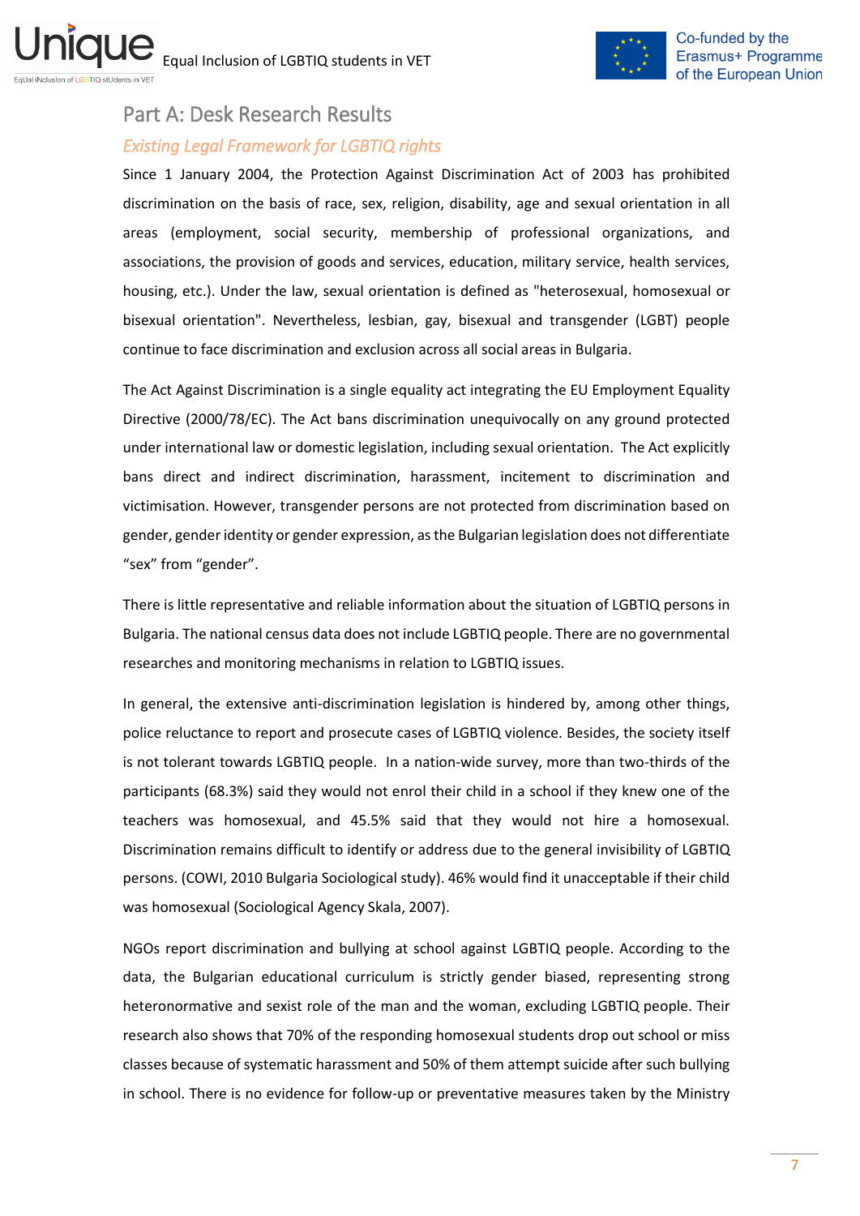# Part A: Desk Research Results

## *Existing Legal Framework for LGBTIQ rights*

Since 1 January 2004, the Protection Against Discrimination Act of 2003 has prohibited discrimination on the basis of race, sex, religion, disability, age and sexual orientation in all areas (employment, social security, membership of professional organizations, and associations, the provision of goods and services, education, military service, health services, housing, etc.). Under the law, sexual orientation is defined as "heterosexual, homosexual or bisexual orientation". Nevertheless, lesbian, gay, bisexual and transgender (LGBT) people continue to face discrimination and exclusion across all social areas in Bulgaria.

The Act Against Discrimination is a single equality act integrating the EU Employment Equality Directive (2000/78/EC). The Act bans discrimination unequivocally on any ground protected under international law or domestic legislation, including sexual orientation. The Act explicitly bans direct and indirect discrimination, harassment, incitement to discrimination and victimisation. However, transgender persons are not protected from discrimination based on gender, gender identity or gender expression, as the Bulgarian legislation does not differentiate “sex” from “gender”.

There is little representative and reliable information about the situation of LGBTIQ persons in Bulgaria. The national census data does not include LGBTIQ people. There are no governmental researches and monitoring mechanisms in relation to LGBTIQ issues.

In general, the extensive anti-discrimination legislation is hindered by, among other things, police reluctance to report and prosecute cases of LGBTIQ violence. Besides, the society itself is not tolerant towards LGBTIQ people. In a nation-wide survey, more than two-thirds of the participants (68.3%) said they would not enrol their child in a school if they knew one of the teachers was homosexual, and 45.5% said that they would not hire a homosexual. Discrimination remains difficult to identify or address due to the general invisibility of LGBTIQ persons. (COWI, 2010 Bulgaria Sociological study). 46% would find it unacceptable if their child was homosexual (Sociological Agency Skala, 2007).

NGOs report discrimination and bullying at school against LGBTIQ people. According to the data, the Bulgarian educational curriculum is strictly gender biased, representing strong heteronormative and sexist role of the man and the woman, excluding LGBTIQ people. Their research also shows that 70% of the responding homosexual students drop out school or miss classes because of systematic harassment and 50% of them attempt suicide after such bullying in school. There is no evidence for follow-up or preventative measures taken by the Ministry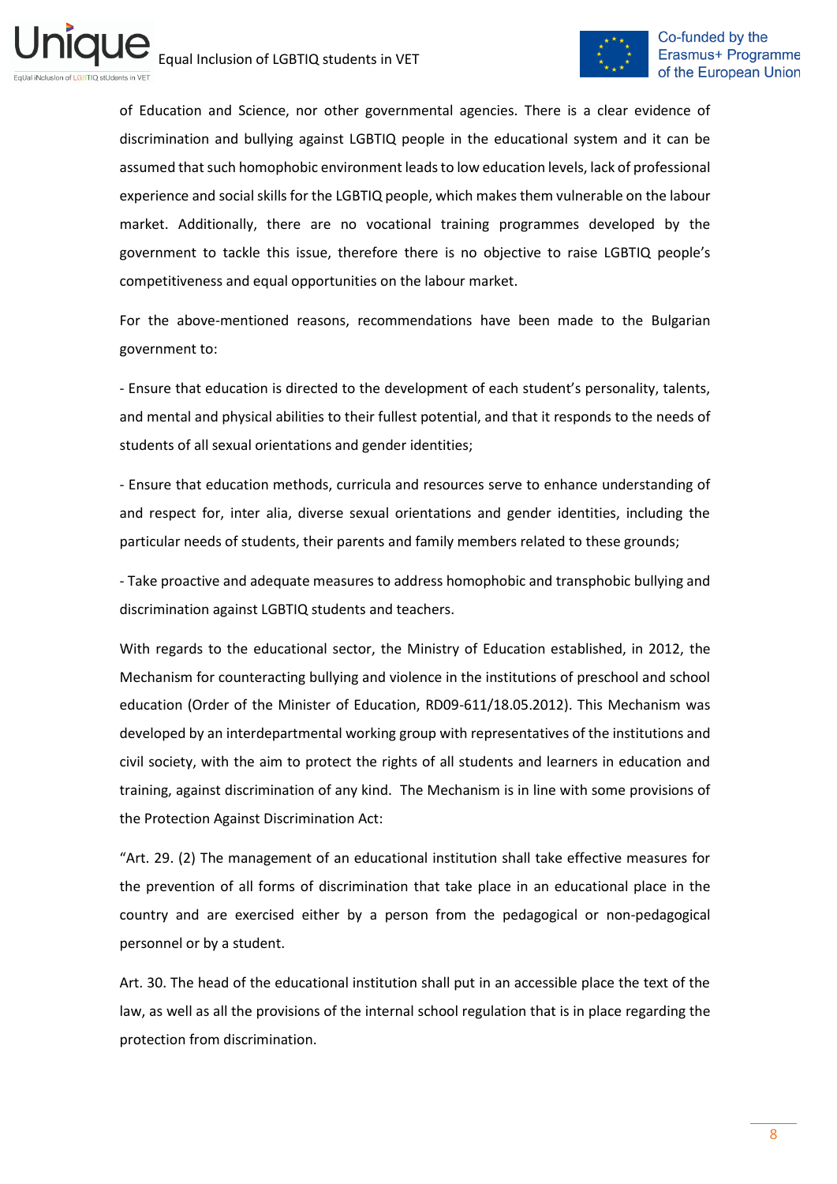of Education and Science, nor other governmental agencies. There is a clear evidence of discrimination and bullying against LGBTIQ people in the educational system and it can be assumed that such homophobic environment leads to low education levels, lack of professional experience and social skills for the LGBTIQ people, which makes them vulnerable on the labour market. Additionally, there are no vocational training programmes developed by the government to tackle this issue, therefore there is no objective to raise LGBTIQ people's competitiveness and equal opportunities on the labour market.

For the above-mentioned reasons, recommendations have been made to the Bulgarian government to:

- Ensure that education is directed to the development of each student's personality, talents, and mental and physical abilities to their fullest potential, and that it responds to the needs of students of all sexual orientations and gender identities;

- Ensure that education methods, curricula and resources serve to enhance understanding of and respect for, inter alia, diverse sexual orientations and gender identities, including the particular needs of students, their parents and family members related to these grounds;

- Take proactive and adequate measures to address homophobic and transphobic bullying and discrimination against LGBTIQ students and teachers.

With regards to the educational sector, the Ministry of Education established, in 2012, the Mechanism for counteracting bullying and violence in the institutions of preschool and school education (Order of the Minister of Education, RD09-611/18.05.2012). This Mechanism was developed by an interdepartmental working group with representatives of the institutions and civil society, with the aim to protect the rights of all students and learners in education and training, against discrimination of any kind. The Mechanism is in line with some provisions of the Protection Against Discrimination Act:

"Art. 29. (2) The management of an educational institution shall take effective measures for the prevention of all forms of discrimination that take place in an educational place in the country and are exercised either by a person from the pedagogical or non-pedagogical personnel or by a student.

Art. 30. The head of the educational institution shall put in an accessible place the text of the law, as well as all the provisions of the internal school regulation that is in place regarding the protection from discrimination.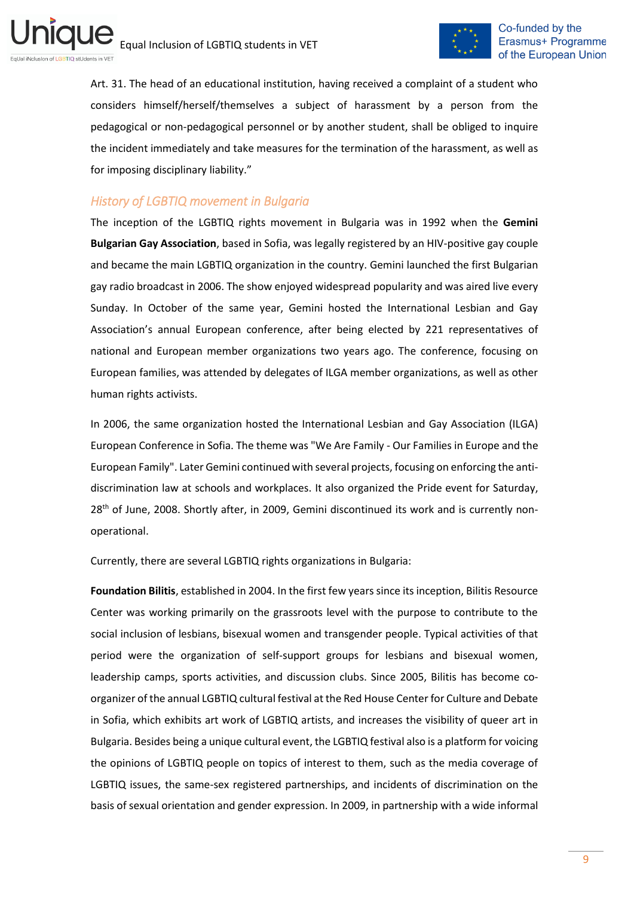Art. 31. The head of an educational institution, having received a complaint of a student who considers himself/herself/themselves a subject of harassment by a person from the pedagogical or non-pedagogical personnel or by another student, shall be obliged to inquire the incident immediately and take measures for the termination of the harassment, as well as for imposing disciplinary liability."

## *History of LGBTIQ movement in Bulgaria*

The inception of the LGBTIQ rights movement in Bulgaria was in 1992 when the **Gemini Bulgarian Gay Association**, based in Sofia, was legally registered by an HIV-positive gay couple and became the main LGBTIQ organization in the country. Gemini launched the first Bulgarian gay radio broadcast in 2006. The show enjoyed widespread popularity and was aired live every Sunday. In October of the same year, Gemini hosted the International Lesbian and Gay Association's annual European conference, after being elected by 221 representatives of national and European member organizations two years ago. The conference, focusing on European families, was attended by delegates of ILGA member organizations, as well as other human rights activists.

In 2006, the same organization hosted the International Lesbian and Gay Association (ILGA) European Conference in Sofia. The theme was "We Are Family - Our Families in Europe and the European Family". Later Gemini continued with several projects, focusing on enforcing the anti-discrimination law at schools and workplaces. It also organized the Pride event for Saturday, 28th of June, 2008. Shortly after, in 2009, Gemini discontinued its work and is currently non-operational.

Currently, there are several LGBTIQ rights organizations in Bulgaria:

**Foundation Bilitis**, established in 2004. In the first few years since its inception, Bilitis Resource Center was working primarily on the grassroots level with the purpose to contribute to the social inclusion of lesbians, bisexual women and transgender people. Typical activities of that period were the organization of self-support groups for lesbians and bisexual women, leadership camps, sports activities, and discussion clubs. Since 2005, Bilitis has become co-organizer of the annual LGBTIQ cultural festival at the Red House Center for Culture and Debate in Sofia, which exhibits art work of LGBTIQ artists, and increases the visibility of queer art in Bulgaria. Besides being a unique cultural event, the LGBTIQ festival also is a platform for voicing the opinions of LGBTIQ people on topics of interest to them, such as the media coverage of LGBTIQ issues, the same-sex registered partnerships, and incidents of discrimination on the basis of sexual orientation and gender expression. In 2009, in partnership with a wide informal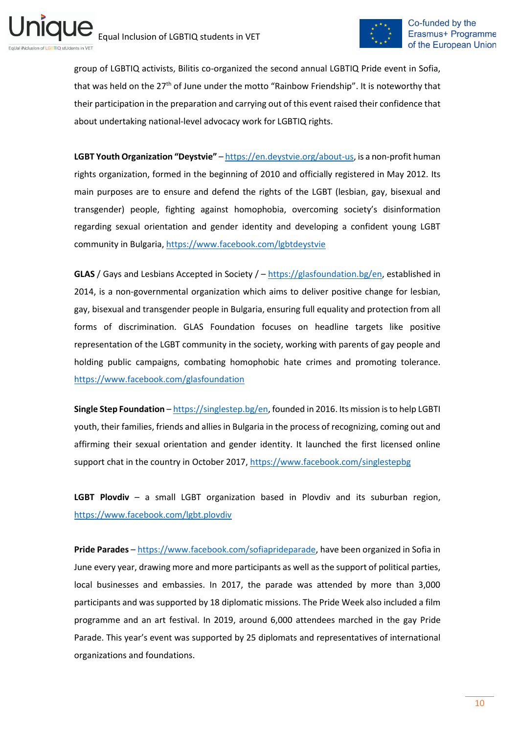group of LGBTIQ activists, Bilitis co-organized the second annual LGBTIQ Pride event in Sofia, that was held on the 27th of June under the motto "Rainbow Friendship". It is noteworthy that their participation in the preparation and carrying out of this event raised their confidence that about undertaking national-level advocacy work for LGBTIQ rights.

**LGBT Youth Organization "Deystvie"** – https://en.deystvie.org/about-us, is a non-profit human rights organization, formed in the beginning of 2010 and officially registered in May 2012. Its main purposes are to ensure and defend the rights of the LGBT (lesbian, gay, bisexual and transgender) people, fighting against homophobia, overcoming society's disinformation regarding sexual orientation and gender identity and developing a confident young LGBT community in Bulgaria, https://www.facebook.com/lgbtdeystvie

**GLAS** / Gays and Lesbians Accepted in Society / – https://glasfoundation.bg/en, established in 2014, is a non-governmental organization which aims to deliver positive change for lesbian, gay, bisexual and transgender people in Bulgaria, ensuring full equality and protection from all forms of discrimination. GLAS Foundation focuses on headline targets like positive representation of the LGBT community in the society, working with parents of gay people and holding public campaigns, combating homophobic hate crimes and promoting tolerance. https://www.facebook.com/glasfoundation

**Single Step Foundation** – https://singlestep.bg/en, founded in 2016. Its mission is to help LGBTI youth, their families, friends and allies in Bulgaria in the process of recognizing, coming out and affirming their sexual orientation and gender identity. It launched the first licensed online support chat in the country in October 2017, https://www.facebook.com/singlestepbg

**LGBT Plovdiv** – a small LGBT organization based in Plovdiv and its suburban region, https://www.facebook.com/lgbt.plovdiv

**Pride Parades** – https://www.facebook.com/sofiaprideparade, have been organized in Sofia in June every year, drawing more and more participants as well as the support of political parties, local businesses and embassies. In 2017, the parade was attended by more than 3,000 participants and was supported by 18 diplomatic missions. The Pride Week also included a film programme and an art festival. In 2019, around 6,000 attendees marched in the gay Pride Parade. This year's event was supported by 25 diplomats and representatives of international organizations and foundations.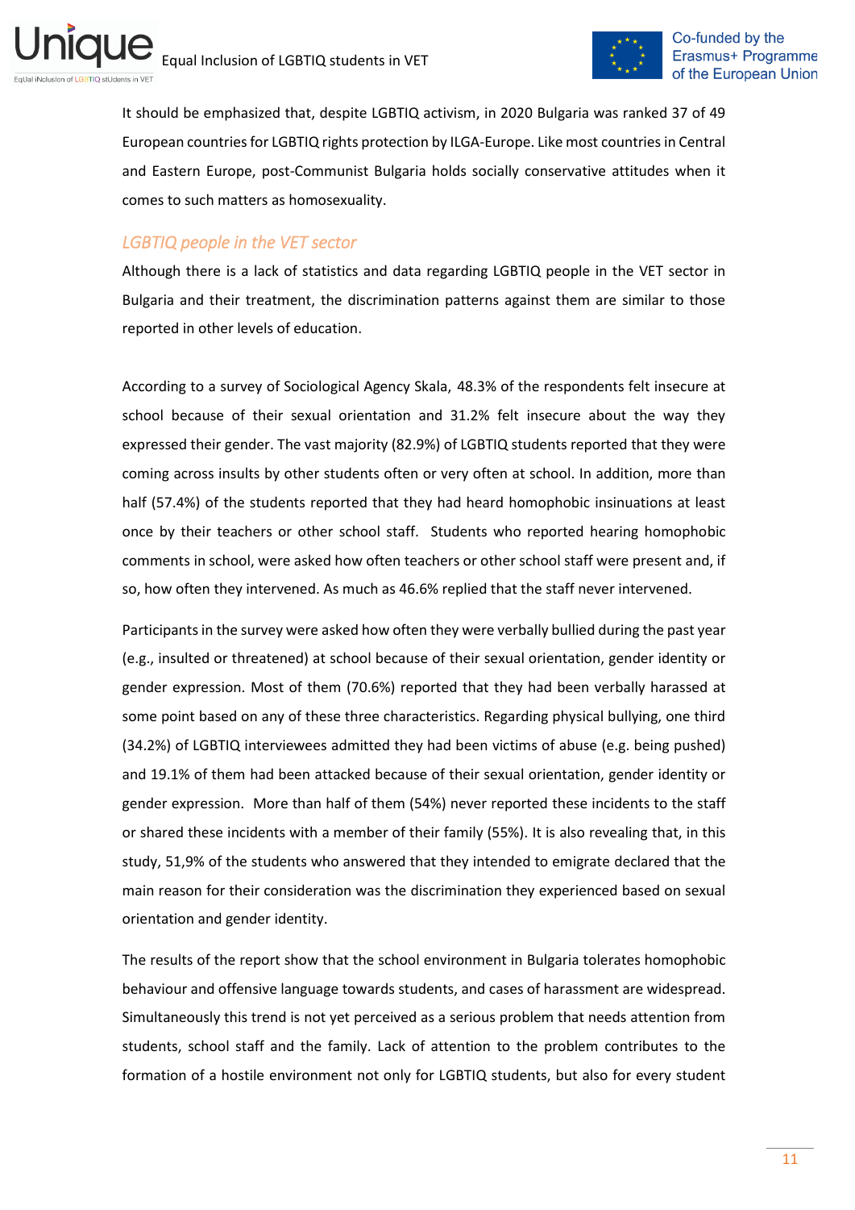It should be emphasized that, despite LGBTIQ activism, in 2020 Bulgaria was ranked 37 of 49 European countries for LGBTIQ rights protection by ILGA-Europe. Like most countries in Central and Eastern Europe, post-Communist Bulgaria holds socially conservative attitudes when it comes to such matters as homosexuality.

## *LGBTIQ people in the VET sector*

Although there is a lack of statistics and data regarding LGBTIQ people in the VET sector in Bulgaria and their treatment, the discrimination patterns against them are similar to those reported in other levels of education.

According to a survey of Sociological Agency Skala, 48.3% of the respondents felt insecure at school because of their sexual orientation and 31.2% felt insecure about the way they expressed their gender. The vast majority (82.9%) of LGBTIQ students reported that they were coming across insults by other students often or very often at school. In addition, more than half (57.4%) of the students reported that they had heard homophobic insinuations at least once by their teachers or other school staff. Students who reported hearing homophobic comments in school, were asked how often teachers or other school staff were present and, if so, how often they intervened. As much as 46.6% replied that the staff never intervened.

Participants in the survey were asked how often they were verbally bullied during the past year (e.g., insulted or threatened) at school because of their sexual orientation, gender identity or gender expression. Most of them (70.6%) reported that they had been verbally harassed at some point based on any of these three characteristics. Regarding physical bullying, one third (34.2%) of LGBTIQ interviewees admitted they had been victims of abuse (e.g. being pushed) and 19.1% of them had been attacked because of their sexual orientation, gender identity or gender expression. More than half of them (54%) never reported these incidents to the staff or shared these incidents with a member of their family (55%). It is also revealing that, in this study, 51,9% of the students who answered that they intended to emigrate declared that the main reason for their consideration was the discrimination they experienced based on sexual orientation and gender identity.

The results of the report show that the school environment in Bulgaria tolerates homophobic behaviour and offensive language towards students, and cases of harassment are widespread. Simultaneously this trend is not yet perceived as a serious problem that needs attention from students, school staff and the family. Lack of attention to the problem contributes to the formation of a hostile environment not only for LGBTIQ students, but also for every student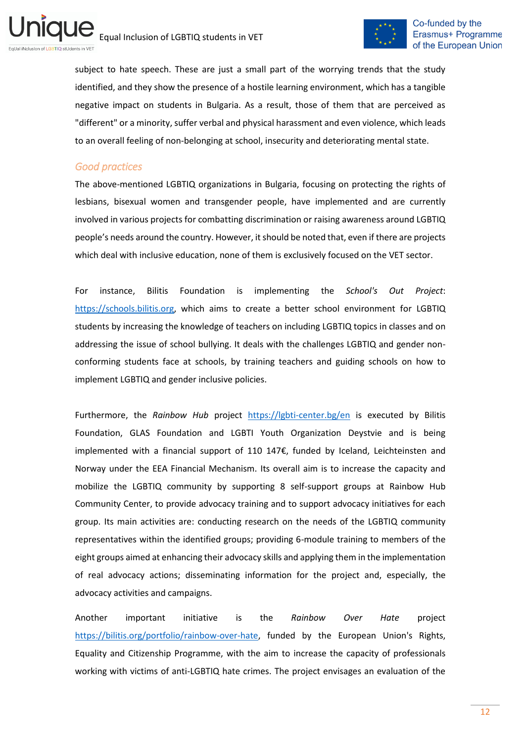subject to hate speech. These are just a small part of the worrying trends that the study identified, and they show the presence of a hostile learning environment, which has a tangible negative impact on students in Bulgaria. As a result, those of them that are perceived as "different" or a minority, suffer verbal and physical harassment and even violence, which leads to an overall feeling of non-belonging at school, insecurity and deteriorating mental state.

### *Good practices*

The above-mentioned LGBTIQ organizations in Bulgaria, focusing on protecting the rights of lesbians, bisexual women and transgender people, have implemented and are currently involved in various projects for combatting discrimination or raising awareness around LGBTIQ people's needs around the country. However, it should be noted that, even if there are projects which deal with inclusive education, none of them is exclusively focused on the VET sector.

For instance, Bilitis Foundation is implementing the *School's Out Project*: https://schools.bilitis.org, which aims to create a better school environment for LGBTIQ students by increasing the knowledge of teachers on including LGBTIQ topics in classes and on addressing the issue of school bullying. It deals with the challenges LGBTIQ and gender non-conforming students face at schools, by training teachers and guiding schools on how to implement LGBTIQ and gender inclusive policies.

Furthermore, the *Rainbow Hub* project https://lgbti-center.bg/en is executed by Bilitis Foundation, GLAS Foundation and LGBTI Youth Organization Deystvie and is being implemented with a financial support of 110 147€, funded by Iceland, Leichteinsten and Norway under the EEA Financial Mechanism. Its overall aim is to increase the capacity and mobilize the LGBTIQ community by supporting 8 self-support groups at Rainbow Hub Community Center, to provide advocacy training and to support advocacy initiatives for each group. Its main activities are: conducting research on the needs of the LGBTIQ community representatives within the identified groups; providing 6-module training to members of the eight groups aimed at enhancing their advocacy skills and applying them in the implementation of real advocacy actions; disseminating information for the project and, especially, the advocacy activities and campaigns.

Another important initiative is the *Rainbow Over Hate* project https://bilitis.org/portfolio/rainbow-over-hate, funded by the European Union's Rights, Equality and Citizenship Programme, with the aim to increase the capacity of professionals working with victims of anti-LGBTIQ hate crimes. The project envisages an evaluation of the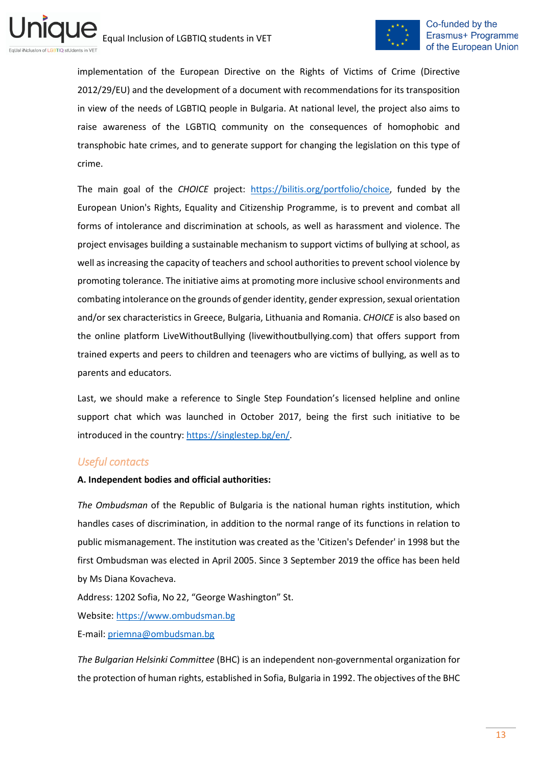implementation of the European Directive on the Rights of Victims of Crime (Directive 2012/29/EU) and the development of a document with recommendations for its transposition in view of the needs of LGBTIQ people in Bulgaria. At national level, the project also aims to raise awareness of the LGBTIQ community on the consequences of homophobic and transphobic hate crimes, and to generate support for changing the legislation on this type of crime.

The main goal of the *CHOICE* project: [https://bilitis.org/portfolio/choice](https://bilitis.org/portfolio/choice), funded by the European Union's Rights, Equality and Citizenship Programme, is to prevent and combat all forms of intolerance and discrimination at schools, as well as harassment and violence. The project envisages building a sustainable mechanism to support victims of bullying at school, as well as increasing the capacity of teachers and school authorities to prevent school violence by promoting tolerance. The initiative aims at promoting more inclusive school environments and combating intolerance on the grounds of gender identity, gender expression, sexual orientation and/or sex characteristics in Greece, Bulgaria, Lithuania and Romania. *CHOICE* is also based on the online platform LiveWithoutBullying (livewithoutbullying.com) that offers support from trained experts and peers to children and teenagers who are victims of bullying, as well as to parents and educators.

Last, we should make a reference to Single Step Foundation's licensed helpline and online support chat which was launched in October 2017, being the first such initiative to be introduced in the country: [https://singlestep.bg/en/](https://singlestep.bg/en/).

## *Useful contacts*

**A. Independent bodies and official authorities:**

*The Ombudsman* of the Republic of Bulgaria is the national human rights institution, which handles cases of discrimination, in addition to the normal range of its functions in relation to public mismanagement. The institution was created as the 'Citizen's Defender' in 1998 but the first Ombudsman was elected in April 2005. Since 3 September 2019 the office has been held by Ms Diana Kovacheva.

Address: 1202 Sofia, No 22, "George Washington" St.

Website: [https://www.ombudsman.bg](https://www.ombudsman.bg)

E-mail: [priemna@ombudsman.bg](mailto:priemna@ombudsman.bg)

*The Bulgarian Helsinki Committee* (BHC) is an independent non-governmental organization for the protection of human rights, established in Sofia, Bulgaria in 1992. The objectives of the BHC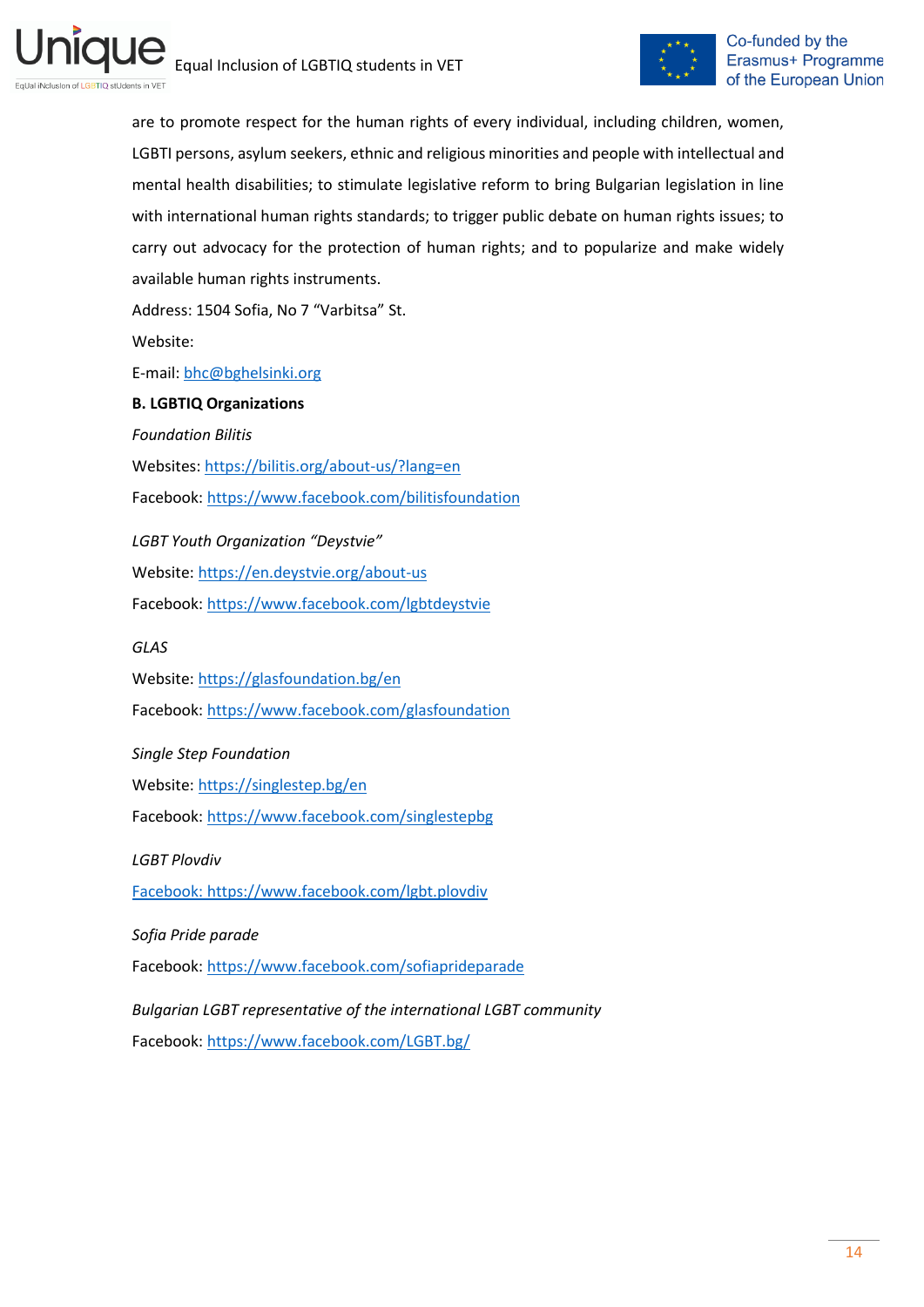are to promote respect for the human rights of every individual, including children, women, LGBTI persons, asylum seekers, ethnic and religious minorities and people with intellectual and mental health disabilities; to stimulate legislative reform to bring Bulgarian legislation in line with international human rights standards; to trigger public debate on human rights issues; to carry out advocacy for the protection of human rights; and to popularize and make widely available human rights instruments.

Address: 1504 Sofia, No 7 "Varbitsa" St.

Website:

E-mail: bhc@bghelsinki.org

**B. LGBTIQ Organizations**

*Foundation Bilitis*

Websites: https://bilitis.org/about-us/?lang=en

Facebook: https://www.facebook.com/bilitisfoundation

*LGBT Youth Organization "Deystvie"*

Website: https://en.deystvie.org/about-us

Facebook: https://www.facebook.com/lgbtdeystvie

*GLAS*

Website: https://glasfoundation.bg/en

Facebook: https://www.facebook.com/glasfoundation

*Single Step Foundation*

Website: https://singlestep.bg/en

Facebook: https://www.facebook.com/singlestepbg

*LGBT Plovdiv*

Facebook: https://www.facebook.com/lgbt.plovdiv

*Sofia Pride parade*

Facebook: https://www.facebook.com/sofiaprideparade

*Bulgarian LGBT representative of the international LGBT community*

Facebook: https://www.facebook.com/LGBT.bg/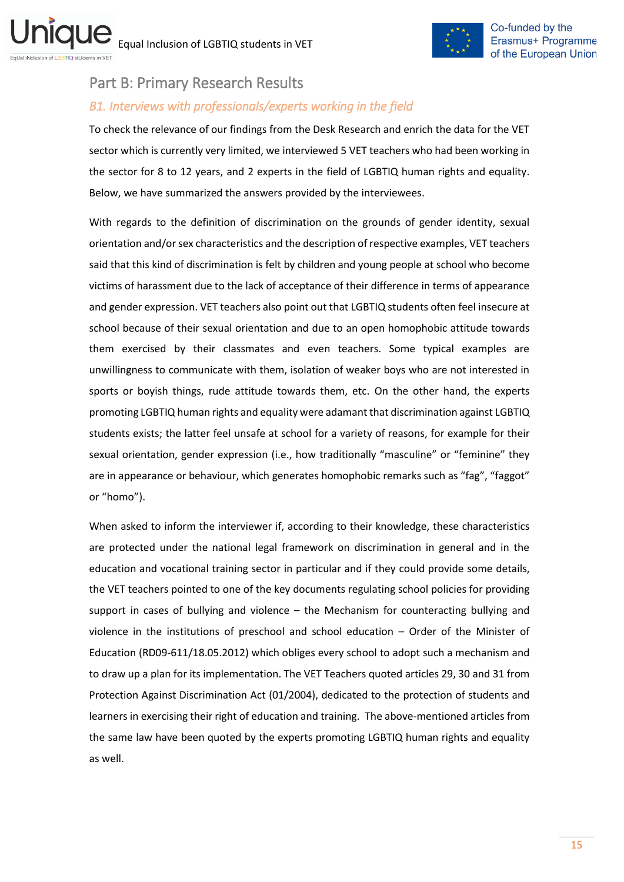## Part B: Primary Research Results

### *B1. Interviews with professionals/experts working in the field*

To check the relevance of our findings from the Desk Research and enrich the data for the VET sector which is currently very limited, we interviewed 5 VET teachers who had been working in the sector for 8 to 12 years, and 2 experts in the field of LGBTIQ human rights and equality. Below, we have summarized the answers provided by the interviewees.

With regards to the definition of discrimination on the grounds of gender identity, sexual orientation and/or sex characteristics and the description of respective examples, VET teachers said that this kind of discrimination is felt by children and young people at school who become victims of harassment due to the lack of acceptance of their difference in terms of appearance and gender expression. VET teachers also point out that LGBTIQ students often feel insecure at school because of their sexual orientation and due to an open homophobic attitude towards them exercised by their classmates and even teachers. Some typical examples are unwillingness to communicate with them, isolation of weaker boys who are not interested in sports or boyish things, rude attitude towards them, etc. On the other hand, the experts promoting LGBTIQ human rights and equality were adamant that discrimination against LGBTIQ students exists; the latter feel unsafe at school for a variety of reasons, for example for their sexual orientation, gender expression (i.e., how traditionally "masculine" or "feminine" they are in appearance or behaviour, which generates homophobic remarks such as "fag", "faggot" or "homo").

When asked to inform the interviewer if, according to their knowledge, these characteristics are protected under the national legal framework on discrimination in general and in the education and vocational training sector in particular and if they could provide some details, the VET teachers pointed to one of the key documents regulating school policies for providing support in cases of bullying and violence – the Mechanism for counteracting bullying and violence in the institutions of preschool and school education – Order of the Minister of Education (RD09-611/18.05.2012) which obliges every school to adopt such a mechanism and to draw up a plan for its implementation. The VET Teachers quoted articles 29, 30 and 31 from Protection Against Discrimination Act (01/2004), dedicated to the protection of students and learners in exercising their right of education and training. The above-mentioned articles from the same law have been quoted by the experts promoting LGBTIQ human rights and equality as well.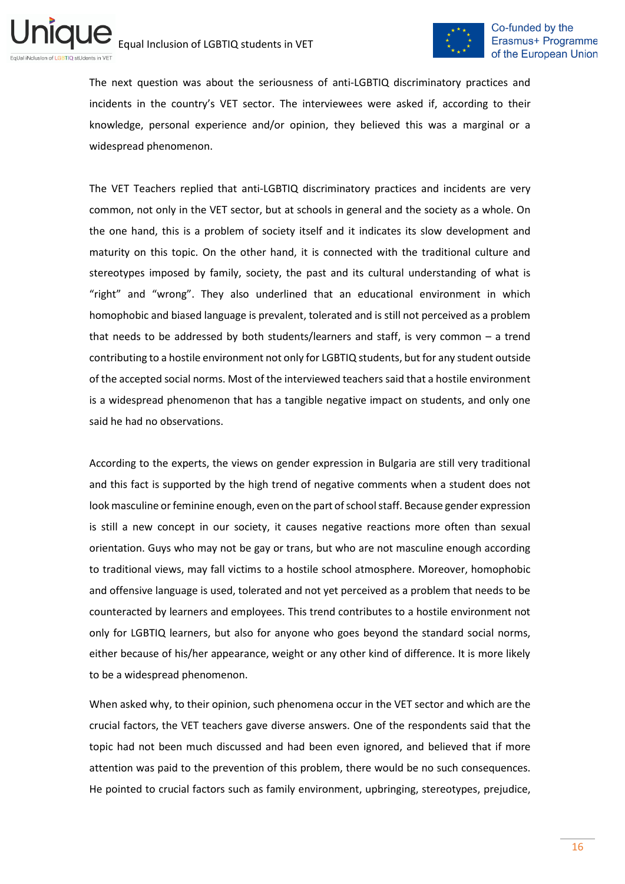The next question was about the seriousness of anti-LGBTIQ discriminatory practices and incidents in the country's VET sector. The interviewees were asked if, according to their knowledge, personal experience and/or opinion, they believed this was a marginal or a widespread phenomenon.

The VET Teachers replied that anti-LGBTIQ discriminatory practices and incidents are very common, not only in the VET sector, but at schools in general and the society as a whole. On the one hand, this is a problem of society itself and it indicates its slow development and maturity on this topic. On the other hand, it is connected with the traditional culture and stereotypes imposed by family, society, the past and its cultural understanding of what is "right" and "wrong". They also underlined that an educational environment in which homophobic and biased language is prevalent, tolerated and is still not perceived as a problem that needs to be addressed by both students/learners and staff, is very common – a trend contributing to a hostile environment not only for LGBTIQ students, but for any student outside of the accepted social norms. Most of the interviewed teachers said that a hostile environment is a widespread phenomenon that has a tangible negative impact on students, and only one said he had no observations.

According to the experts, the views on gender expression in Bulgaria are still very traditional and this fact is supported by the high trend of negative comments when a student does not look masculine or feminine enough, even on the part of school staff. Because gender expression is still a new concept in our society, it causes negative reactions more often than sexual orientation. Guys who may not be gay or trans, but who are not masculine enough according to traditional views, may fall victims to a hostile school atmosphere. Moreover, homophobic and offensive language is used, tolerated and not yet perceived as a problem that needs to be counteracted by learners and employees. This trend contributes to a hostile environment not only for LGBTIQ learners, but also for anyone who goes beyond the standard social norms, either because of his/her appearance, weight or any other kind of difference. It is more likely to be a widespread phenomenon.

When asked why, to their opinion, such phenomena occur in the VET sector and which are the crucial factors, the VET teachers gave diverse answers. One of the respondents said that the topic had not been much discussed and had been even ignored, and believed that if more attention was paid to the prevention of this problem, there would be no such consequences. He pointed to crucial factors such as family environment, upbringing, stereotypes, prejudice,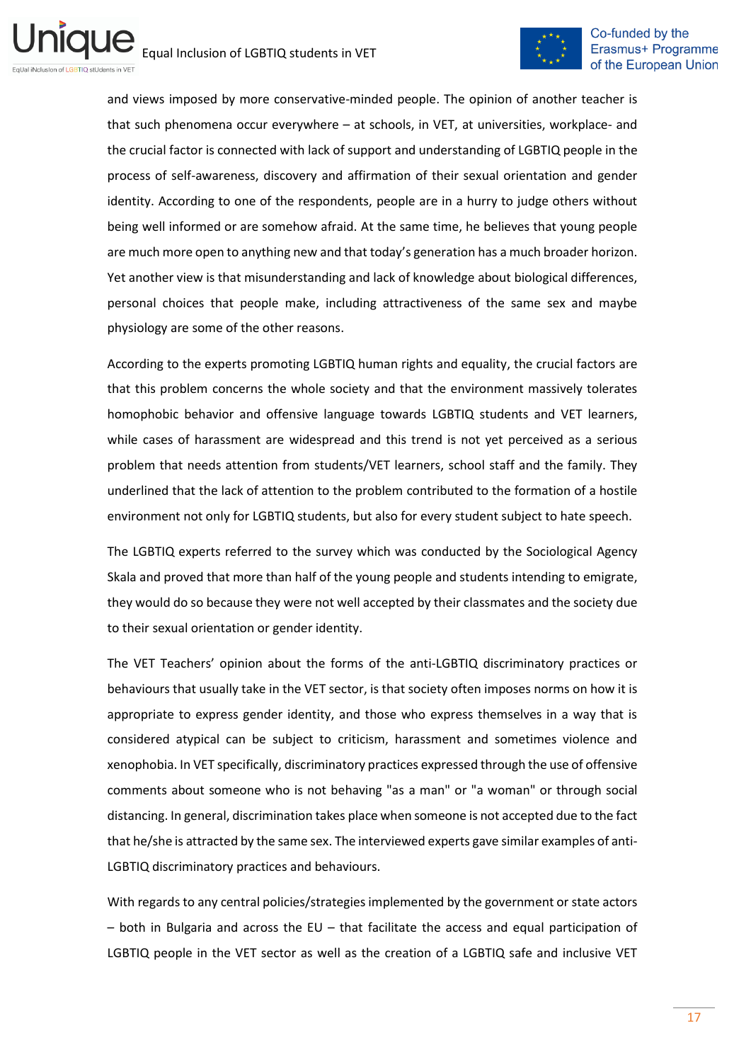and views imposed by more conservative-minded people. The opinion of another teacher is that such phenomena occur everywhere – at schools, in VET, at universities, workplace- and the crucial factor is connected with lack of support and understanding of LGBTIQ people in the process of self-awareness, discovery and affirmation of their sexual orientation and gender identity. According to one of the respondents, people are in a hurry to judge others without being well informed or are somehow afraid. At the same time, he believes that young people are much more open to anything new and that today's generation has a much broader horizon. Yet another view is that misunderstanding and lack of knowledge about biological differences, personal choices that people make, including attractiveness of the same sex and maybe physiology are some of the other reasons.

According to the experts promoting LGBTIQ human rights and equality, the crucial factors are that this problem concerns the whole society and that the environment massively tolerates homophobic behavior and offensive language towards LGBTIQ students and VET learners, while cases of harassment are widespread and this trend is not yet perceived as a serious problem that needs attention from students/VET learners, school staff and the family. They underlined that the lack of attention to the problem contributed to the formation of a hostile environment not only for LGBTIQ students, but also for every student subject to hate speech.

The LGBTIQ experts referred to the survey which was conducted by the Sociological Agency Skala and proved that more than half of the young people and students intending to emigrate, they would do so because they were not well accepted by their classmates and the society due to their sexual orientation or gender identity.

The VET Teachers' opinion about the forms of the anti-LGBTIQ discriminatory practices or behaviours that usually take in the VET sector, is that society often imposes norms on how it is appropriate to express gender identity, and those who express themselves in a way that is considered atypical can be subject to criticism, harassment and sometimes violence and xenophobia. In VET specifically, discriminatory practices expressed through the use of offensive comments about someone who is not behaving "as a man" or "a woman" or through social distancing. In general, discrimination takes place when someone is not accepted due to the fact that he/she is attracted by the same sex. The interviewed experts gave similar examples of anti-LGBTIQ discriminatory practices and behaviours.

With regards to any central policies/strategies implemented by the government or state actors – both in Bulgaria and across the EU – that facilitate the access and equal participation of LGBTIQ people in the VET sector as well as the creation of a LGBTIQ safe and inclusive VET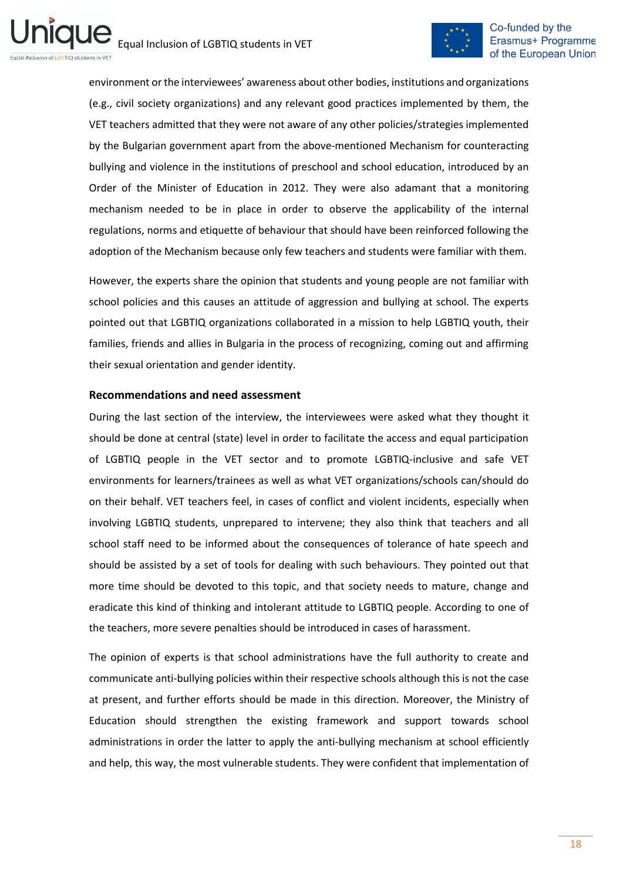environment or the interviewees' awareness about other bodies, institutions and organizations (e.g., civil society organizations) and any relevant good practices implemented by them, the VET teachers admitted that they were not aware of any other policies/strategies implemented by the Bulgarian government apart from the above-mentioned Mechanism for counteracting bullying and violence in the institutions of preschool and school education, introduced by an Order of the Minister of Education in 2012. They were also adamant that a monitoring mechanism needed to be in place in order to observe the applicability of the internal regulations, norms and etiquette of behaviour that should have been reinforced following the adoption of the Mechanism because only few teachers and students were familiar with them.

However, the experts share the opinion that students and young people are not familiar with school policies and this causes an attitude of aggression and bullying at school. The experts pointed out that LGBTIQ organizations collaborated in a mission to help LGBTIQ youth, their families, friends and allies in Bulgaria in the process of recognizing, coming out and affirming their sexual orientation and gender identity.

**Recommendations and need assessment**

During the last section of the interview, the interviewees were asked what they thought it should be done at central (state) level in order to facilitate the access and equal participation of LGBTIQ people in the VET sector and to promote LGBTIQ-inclusive and safe VET environments for learners/trainees as well as what VET organizations/schools can/should do on their behalf. VET teachers feel, in cases of conflict and violent incidents, especially when involving LGBTIQ students, unprepared to intervene; they also think that teachers and all school staff need to be informed about the consequences of tolerance of hate speech and should be assisted by a set of tools for dealing with such behaviours. They pointed out that more time should be devoted to this topic, and that society needs to mature, change and eradicate this kind of thinking and intolerant attitude to LGBTIQ people. According to one of the teachers, more severe penalties should be introduced in cases of harassment.

The opinion of experts is that school administrations have the full authority to create and communicate anti-bullying policies within their respective schools although this is not the case at present, and further efforts should be made in this direction. Moreover, the Ministry of Education should strengthen the existing framework and support towards school administrations in order the latter to apply the anti-bullying mechanism at school efficiently and help, this way, the most vulnerable students. They were confident that implementation of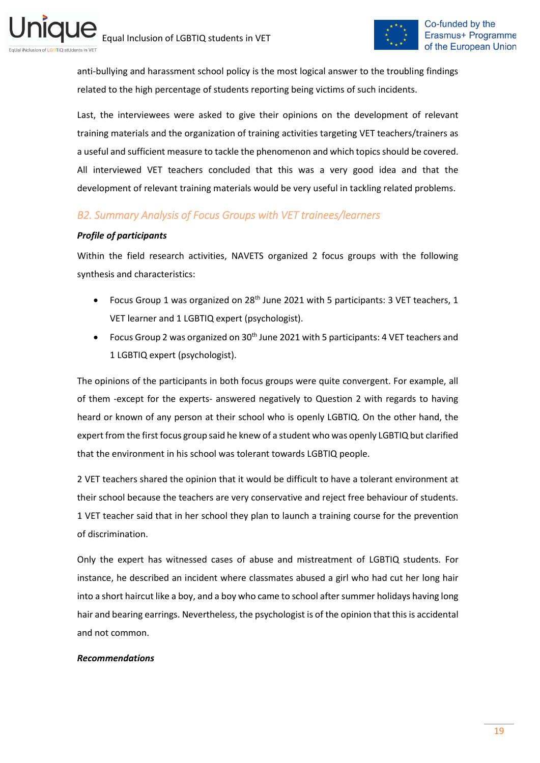anti-bullying and harassment school policy is the most logical answer to the troubling findings related to the high percentage of students reporting being victims of such incidents.

Last, the interviewees were asked to give their opinions on the development of relevant training materials and the organization of training activities targeting VET teachers/trainers as a useful and sufficient measure to tackle the phenomenon and which topics should be covered. All interviewed VET teachers concluded that this was a very good idea and that the development of relevant training materials would be very useful in tackling related problems.

## B2. Summary Analysis of Focus Groups with VET trainees/learners

***Profile of participants***

Within the field research activities, NAVETS organized 2 focus groups with the following synthesis and characteristics:

- Focus Group 1 was organized on 28th June 2021 with 5 participants: 3 VET teachers, 1 VET learner and 1 LGBTIQ expert (psychologist).
- Focus Group 2 was organized on 30th June 2021 with 5 participants: 4 VET teachers and 1 LGBTIQ expert (psychologist).

The opinions of the participants in both focus groups were quite convergent. For example, all of them -except for the experts- answered negatively to Question 2 with regards to having heard or known of any person at their school who is openly LGBTIQ. On the other hand, the expert from the first focus group said he knew of a student who was openly LGBTIQ but clarified that the environment in his school was tolerant towards LGBTIQ people.

2 VET teachers shared the opinion that it would be difficult to have a tolerant environment at their school because the teachers are very conservative and reject free behaviour of students. 1 VET teacher said that in her school they plan to launch a training course for the prevention of discrimination.

Only the expert has witnessed cases of abuse and mistreatment of LGBTIQ students. For instance, he described an incident where classmates abused a girl who had cut her long hair into a short haircut like a boy, and a boy who came to school after summer holidays having long hair and bearing earrings. Nevertheless, the psychologist is of the opinion that this is accidental and not common.

***Recommendations***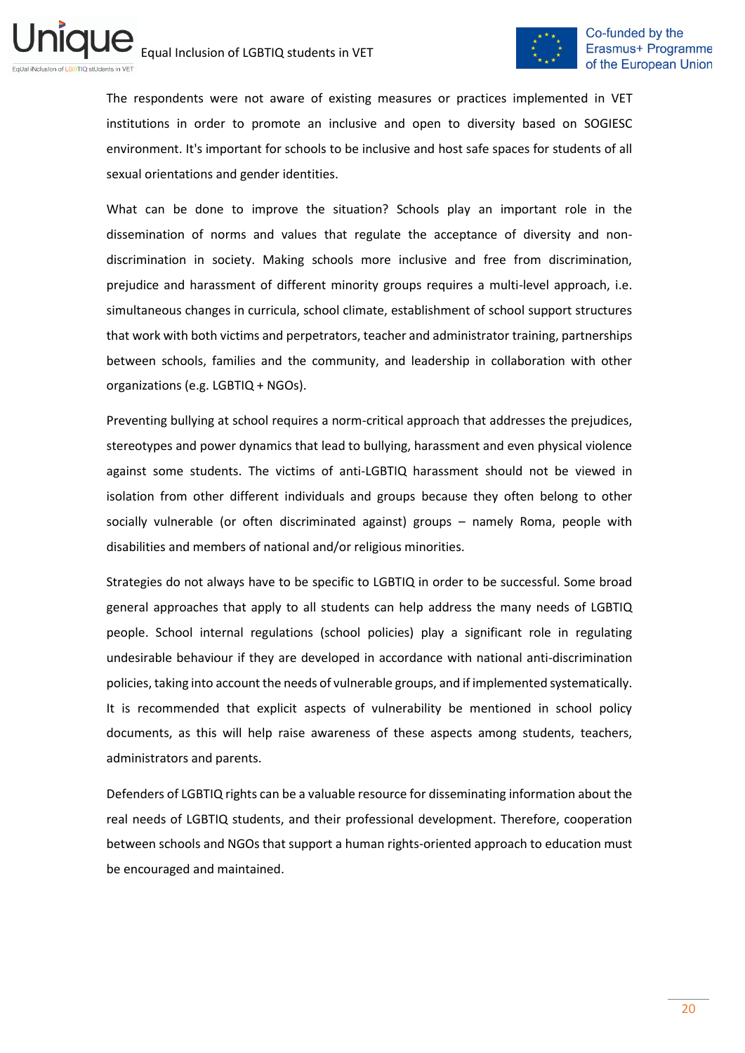The respondents were not aware of existing measures or practices implemented in VET institutions in order to promote an inclusive and open to diversity based on SOGIESC environment. It's important for schools to be inclusive and host safe spaces for students of all sexual orientations and gender identities.

What can be done to improve the situation? Schools play an important role in the dissemination of norms and values that regulate the acceptance of diversity and non-discrimination in society. Making schools more inclusive and free from discrimination, prejudice and harassment of different minority groups requires a multi-level approach, i.e. simultaneous changes in curricula, school climate, establishment of school support structures that work with both victims and perpetrators, teacher and administrator training, partnerships between schools, families and the community, and leadership in collaboration with other organizations (e.g. LGBTIQ + NGOs).

Preventing bullying at school requires a norm-critical approach that addresses the prejudices, stereotypes and power dynamics that lead to bullying, harassment and even physical violence against some students. The victims of anti-LGBTIQ harassment should not be viewed in isolation from other different individuals and groups because they often belong to other socially vulnerable (or often discriminated against) groups – namely Roma, people with disabilities and members of national and/or religious minorities.

Strategies do not always have to be specific to LGBTIQ in order to be successful. Some broad general approaches that apply to all students can help address the many needs of LGBTIQ people. School internal regulations (school policies) play a significant role in regulating undesirable behaviour if they are developed in accordance with national anti-discrimination policies, taking into account the needs of vulnerable groups, and if implemented systematically. It is recommended that explicit aspects of vulnerability be mentioned in school policy documents, as this will help raise awareness of these aspects among students, teachers, administrators and parents.

Defenders of LGBTIQ rights can be a valuable resource for disseminating information about the real needs of LGBTIQ students, and their professional development. Therefore, cooperation between schools and NGOs that support a human rights-oriented approach to education must be encouraged and maintained.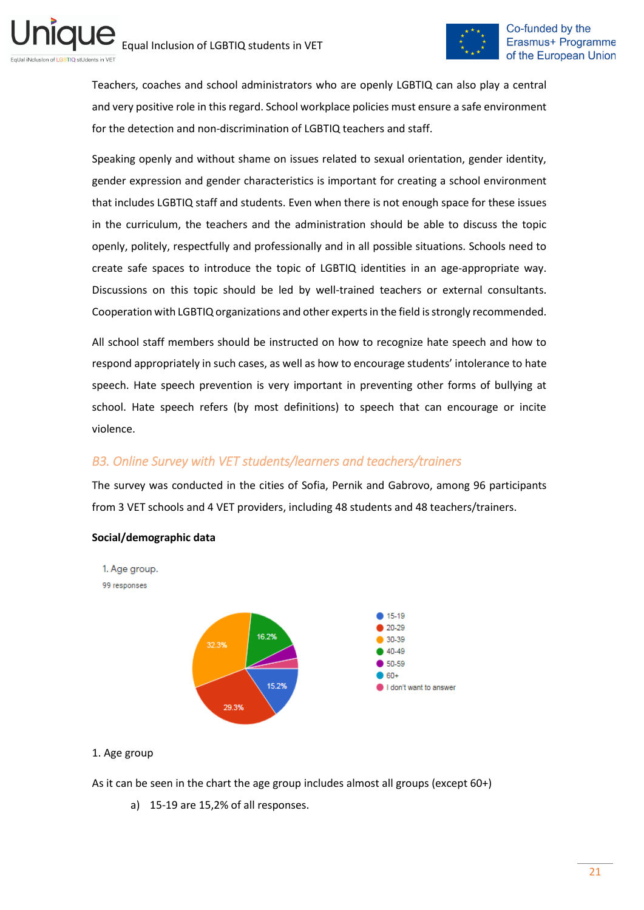Teachers, coaches and school administrators who are openly LGBTIQ can also play a central and very positive role in this regard. School workplace policies must ensure a safe environment for the detection and non-discrimination of LGBTIQ teachers and staff.

Speaking openly and without shame on issues related to sexual orientation, gender identity, gender expression and gender characteristics is important for creating a school environment that includes LGBTIQ staff and students. Even when there is not enough space for these issues in the curriculum, the teachers and the administration should be able to discuss the topic openly, politely, respectfully and professionally and in all possible situations. Schools need to create safe spaces to introduce the topic of LGBTIQ identities in an age-appropriate way. Discussions on this topic should be led by well-trained teachers or external consultants. Cooperation with LGBTIQ organizations and other experts in the field is strongly recommended.

All school staff members should be instructed on how to recognize hate speech and how to respond appropriately in such cases, as well as how to encourage students' intolerance to hate speech. Hate speech prevention is very important in preventing other forms of bullying at school. Hate speech refers (by most definitions) to speech that can encourage or incite violence.

## *B3. Online Survey with VET students/learners and teachers/trainers*

The survey was conducted in the cities of Sofia, Pernik and Gabrovo, among 96 participants from 3 VET schools and 4 VET providers, including 48 students and 48 teachers/trainers.

**Social/demographic data**

1. Age group.
99 responses

- 15-19: 15.2%
- 20-29: 29.3%
- 30-39: 32.3%
- 40-49: 16.2%
- 50-59
- 60+
- I don't want to answer

1. Age group

As it can be seen in the chart the age group includes almost all groups (except 60+)

a) 15-19 are 15,2% of all responses.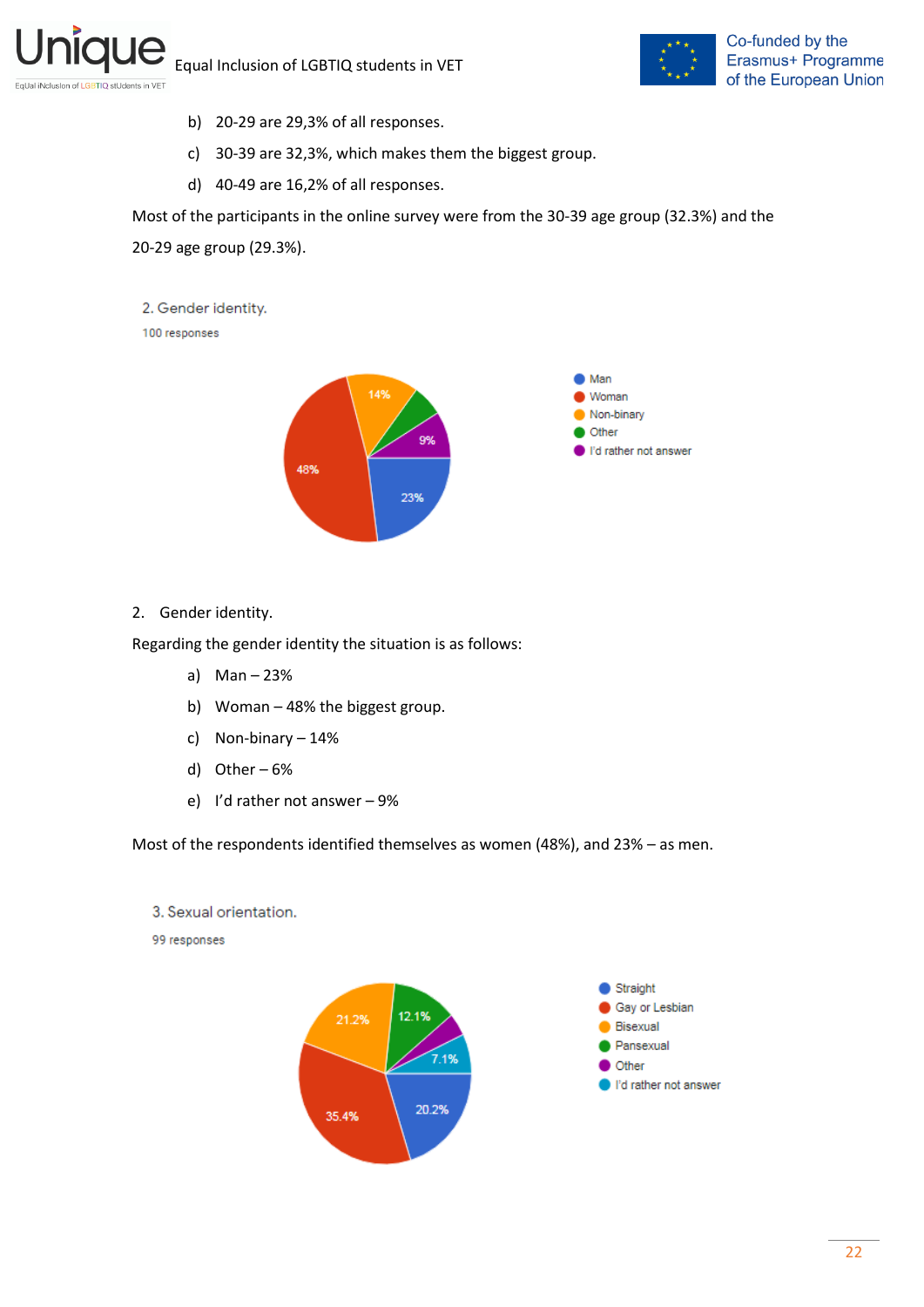b) 20-29 are 29,3% of all responses.

c) 30-39 are 32,3%, which makes them the biggest group.

d) 40-49 are 16,2% of all responses.

Most of the participants in the online survey were from the 30-39 age group (32.3%) and the 20-29 age group (29.3%).

2. Gender identity.

100 responses

- Man
- Woman
- Non-binary
- Other
- I'd rather not answer

2. Gender identity.

Regarding the gender identity the situation is as follows:

a) Man – 23%

b) Woman – 48% the biggest group.

c) Non-binary – 14%

d) Other – 6%

e) I'd rather not answer – 9%

Most of the respondents identified themselves as women (48%), and 23% – as men.

3. Sexual orientation.

99 responses

- Straight
- Gay or Lesbian
- Bisexual
- Pansexual
- Other
- I'd rather not answer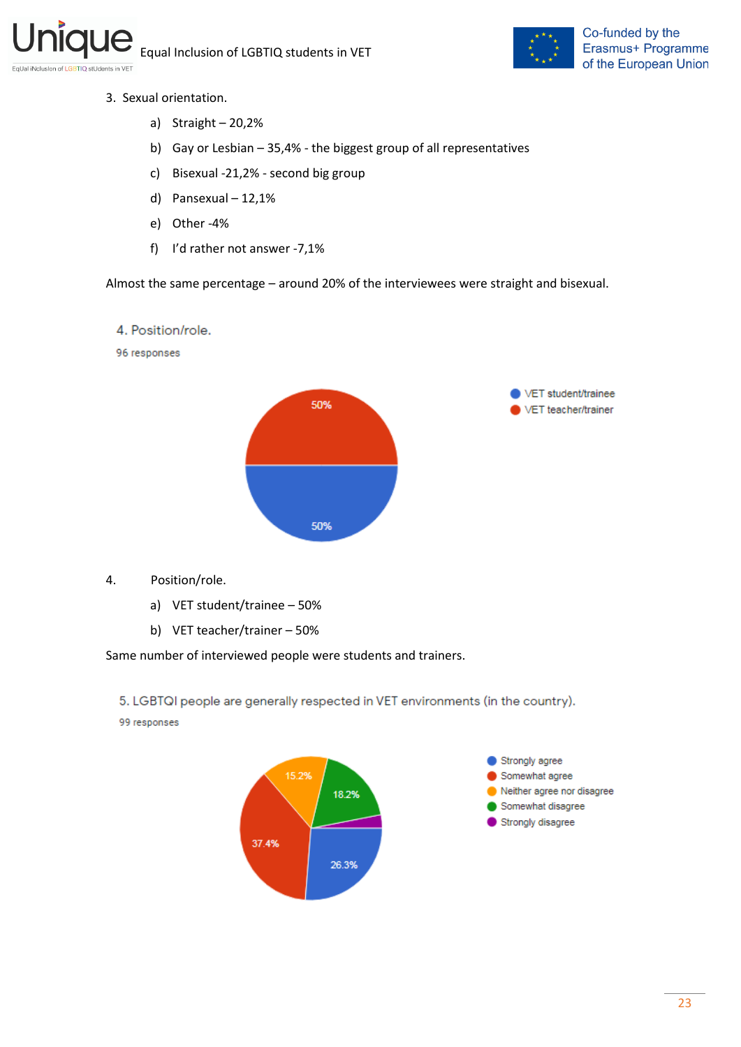3. Sexual orientation.

   a) Straight – 20,2%

   b) Gay or Lesbian – 35,4% - the biggest group of all representatives

   c) Bisexual -21,2% - second big group

   d) Pansexual – 12,1%

   e) Other -4%

   f) I'd rather not answer -7,1%

Almost the same percentage – around 20% of the interviewees were straight and bisexual.

4. Position/role.

96 responses

- VET student/trainee: 50%
- VET teacher/trainer: 50%

4. Position/role.

   a) VET student/trainee – 50%

   b) VET teacher/trainer – 50%

Same number of interviewed people were students and trainers.

5. LGBTQI people are generally respected in VET environments (in the country).

99 responses

- Strongly agree: 26.3%
- Somewhat agree: 37.4%
- Neither agree nor disagree: 15.2%
- Somewhat disagree: 18.2%
- Strongly disagree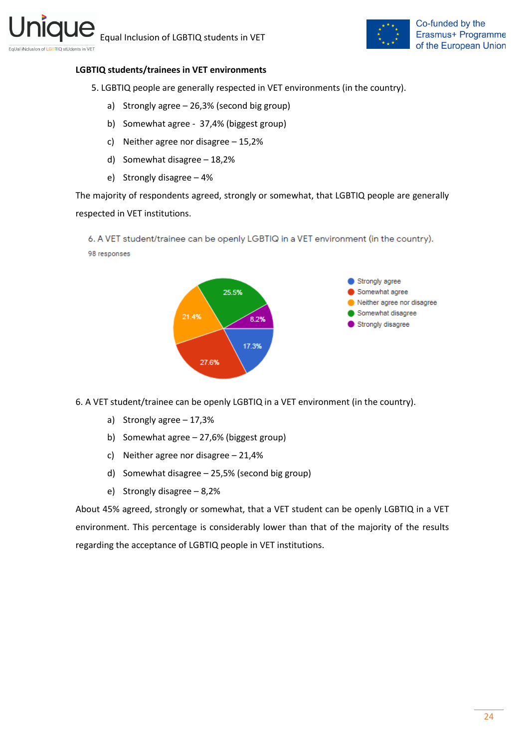**LGBTIQ students/trainees in VET environments**

5. LGBTIQ people are generally respected in VET environments (in the country).

   a) Strongly agree – 26,3% (second big group)

   b) Somewhat agree - 37,4% (biggest group)

   c) Neither agree nor disagree – 15,2%

   d) Somewhat disagree – 18,2%

   e) Strongly disagree – 4%

The majority of respondents agreed, strongly or somewhat, that LGBTIQ people are generally respected in VET institutions.

6. A VET student/trainee can be openly LGBTIQ in a VET environment (in the country).

98 responses

| Response | Percentage |
|---|---|
| Strongly agree | 17.3% |
| Somewhat agree | 27.6% |
| Neither agree nor disagree | 21.4% |
| Somewhat disagree | 25.5% |
| Strongly disagree | 8.2% |

6. A VET student/trainee can be openly LGBTIQ in a VET environment (in the country).

   a) Strongly agree – 17,3%

   b) Somewhat agree – 27,6% (biggest group)

   c) Neither agree nor disagree – 21,4%

   d) Somewhat disagree – 25,5% (second big group)

   e) Strongly disagree – 8,2%

About 45% agreed, strongly or somewhat, that a VET student can be openly LGBTIQ in a VET environment. This percentage is considerably lower than that of the majority of the results regarding the acceptance of LGBTIQ people in VET institutions.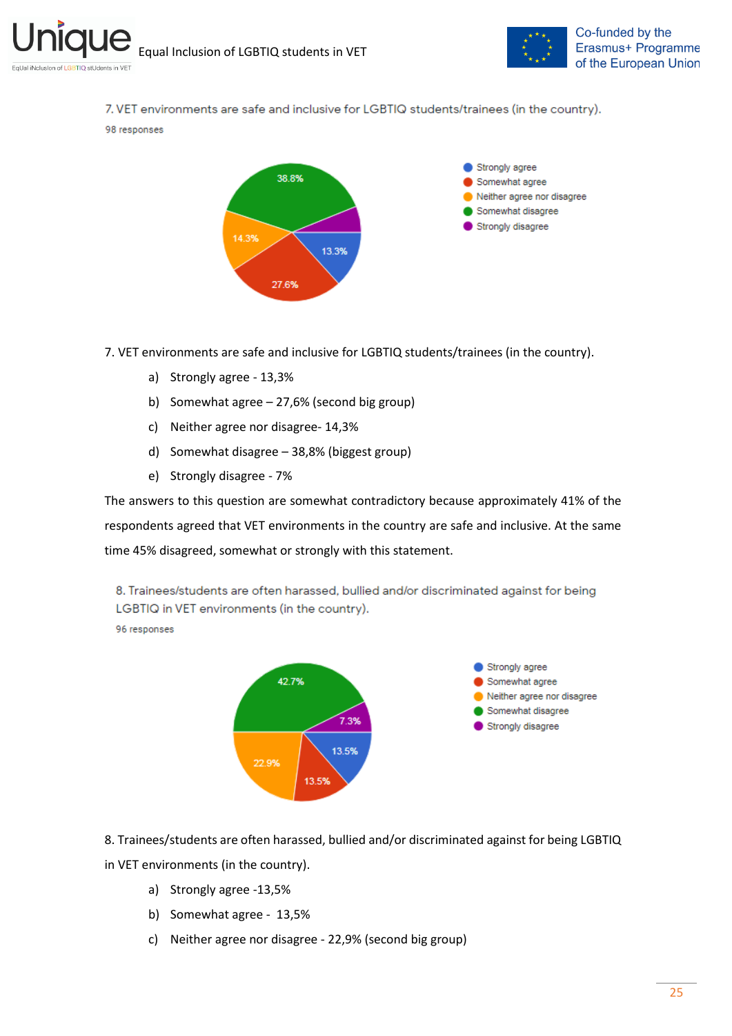7. VET environments are safe and inclusive for LGBTIQ students/trainees (in the country).

98 responses

- Strongly agree
- Somewhat agree
- Neither agree nor disagree
- Somewhat disagree
- Strongly disagree

38.8%, 14.3%, 27.6%, 13.3%

7. VET environments are safe and inclusive for LGBTIQ students/trainees (in the country).

   a) Strongly agree - 13,3%
   b) Somewhat agree – 27,6% (second big group)
   c) Neither agree nor disagree- 14,3%
   d) Somewhat disagree – 38,8% (biggest group)
   e) Strongly disagree - 7%

The answers to this question are somewhat contradictory because approximately 41% of the respondents agreed that VET environments in the country are safe and inclusive. At the same time 45% disagreed, somewhat or strongly with this statement.

8. Trainees/students are often harassed, bullied and/or discriminated against for being LGBTIQ in VET environments (in the country).

96 responses

- Strongly agree
- Somewhat agree
- Neither agree nor disagree
- Somewhat disagree
- Strongly disagree

42.7%, 7.3%, 22.9%, 13.5%, 13.5%

8. Trainees/students are often harassed, bullied and/or discriminated against for being LGBTIQ in VET environments (in the country).

   a) Strongly agree -13,5%
   b) Somewhat agree - 13,5%
   c) Neither agree nor disagree - 22,9% (second big group)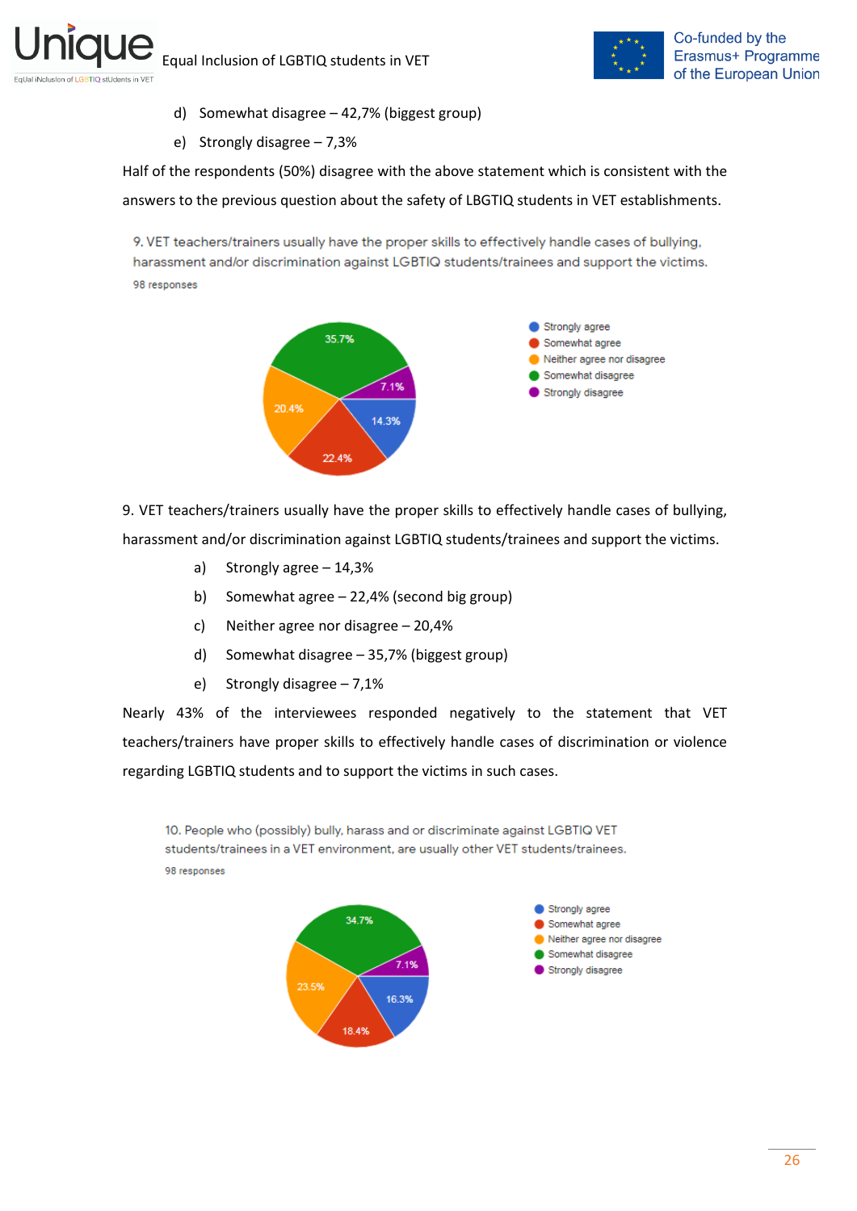d) Somewhat disagree – 42,7% (biggest group)

e) Strongly disagree – 7,3%

Half of the respondents (50%) disagree with the above statement which is consistent with the answers to the previous question about the safety of LBGTIQ students in VET establishments.

9. VET teachers/trainers usually have the proper skills to effectively handle cases of bullying, harassment and/or discrimination against LGBTIQ students/trainees and support the victims.

98 responses

9. VET teachers/trainers usually have the proper skills to effectively handle cases of bullying, harassment and/or discrimination against LGBTIQ students/trainees and support the victims.

a) Strongly agree – 14,3%

b) Somewhat agree – 22,4% (second big group)

c) Neither agree nor disagree – 20,4%

d) Somewhat disagree – 35,7% (biggest group)

e) Strongly disagree – 7,1%

Nearly 43% of the interviewees responded negatively to the statement that VET teachers/trainers have proper skills to effectively handle cases of discrimination or violence regarding LGBTIQ students and to support the victims in such cases.

10. People who (possibly) bully, harass and or discriminate against LGBTIQ VET students/trainees in a VET environment, are usually other VET students/trainees.

98 responses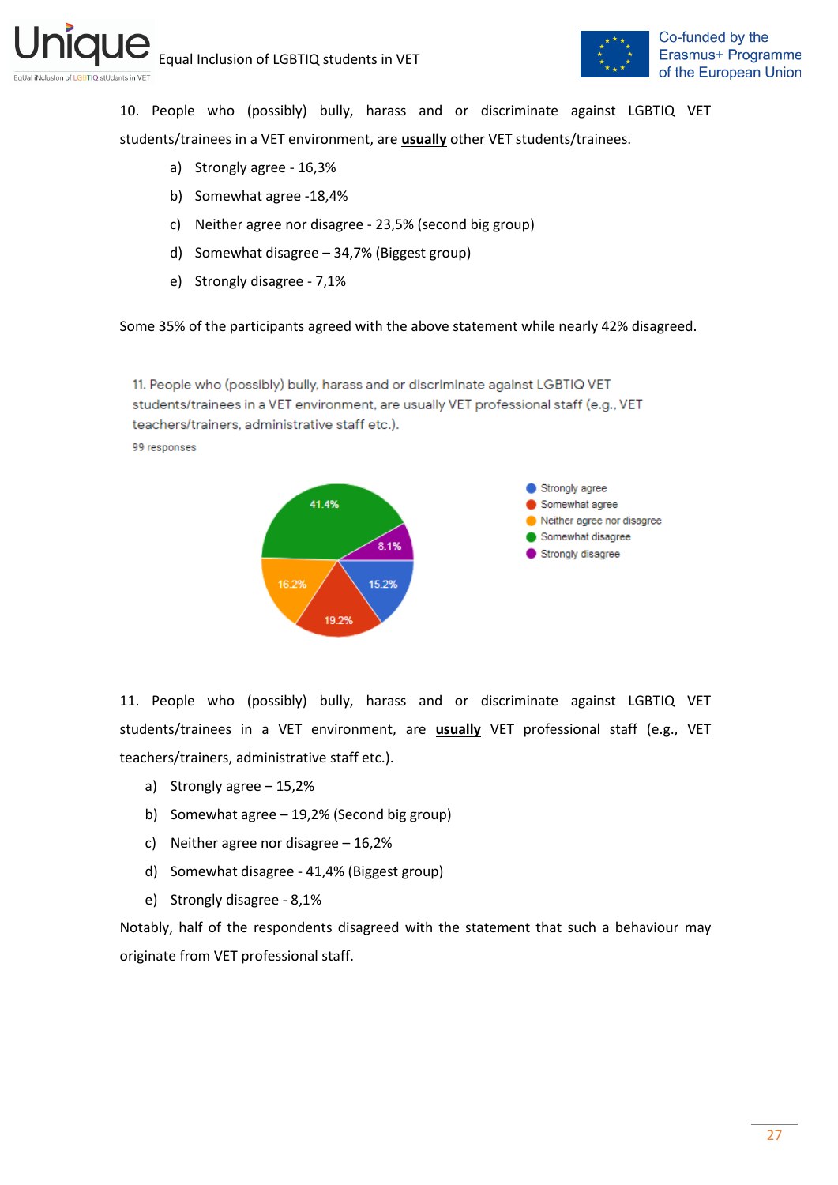10. People who (possibly) bully, harass and or discriminate against LGBTIQ VET students/trainees in a VET environment, are **usually** other VET students/trainees.

a) Strongly agree - 16,3%

b) Somewhat agree -18,4%

c) Neither agree nor disagree - 23,5% (second big group)

d) Somewhat disagree – 34,7% (Biggest group)

e) Strongly disagree - 7,1%

Some 35% of the participants agreed with the above statement while nearly 42% disagreed.

11. People who (possibly) bully, harass and or discriminate against LGBTIQ VET students/trainees in a VET environment, are usually VET professional staff (e.g., VET teachers/trainers, administrative staff etc.).

99 responses

- Strongly agree: 15.2%
- Somewhat agree: 19.2%
- Neither agree nor disagree: 16.2%
- Somewhat disagree: 41.4%
- Strongly disagree: 8.1%

11. People who (possibly) bully, harass and or discriminate against LGBTIQ VET students/trainees in a VET environment, are **usually** VET professional staff (e.g., VET teachers/trainers, administrative staff etc.).

a) Strongly agree – 15,2%

b) Somewhat agree – 19,2% (Second big group)

c) Neither agree nor disagree – 16,2%

d) Somewhat disagree - 41,4% (Biggest group)

e) Strongly disagree - 8,1%

Notably, half of the respondents disagreed with the statement that such a behaviour may originate from VET professional staff.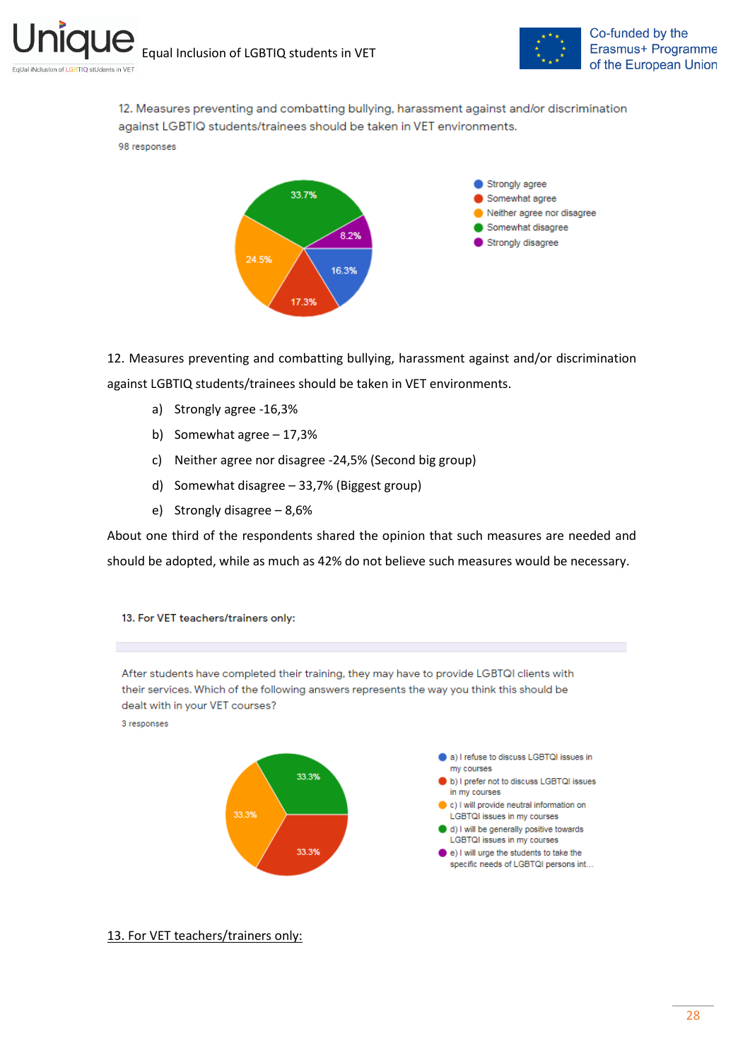12. Measures preventing and combatting bullying, harassment against and/or discrimination against LGBTIQ students/trainees should be taken in VET environments.

98 responses

- Strongly agree
- Somewhat agree
- Neither agree nor disagree
- Somewhat disagree
- Strongly disagree

33.7% | 8.2% | 16.3% | 17.3% | 24.5%

12. Measures preventing and combatting bullying, harassment against and/or discrimination against LGBTIQ students/trainees should be taken in VET environments.

a) Strongly agree -16,3%
b) Somewhat agree – 17,3%
c) Neither agree nor disagree -24,5% (Second big group)
d) Somewhat disagree – 33,7% (Biggest group)
e) Strongly disagree – 8,6%

About one third of the respondents shared the opinion that such measures are needed and should be adopted, while as much as 42% do not believe such measures would be necessary.

13. For VET teachers/trainers only:

After students have completed their training, they may have to provide LGBTQI clients with their services. Which of the following answers represents the way you think this should be dealt with in your VET courses?

3 responses

- a) I refuse to discuss LGBTQI issues in my courses
- b) I prefer not to discuss LGBTQI issues in my courses
- c) I will provide neutral information on LGBTQI issues in my courses
- d) I will be generally positive towards LGBTQI issues in my courses
- e) I will urge the students to take the specific needs of LGBTQI persons int…

33.3% | 33.3% | 33.3%

13. For VET teachers/trainers only: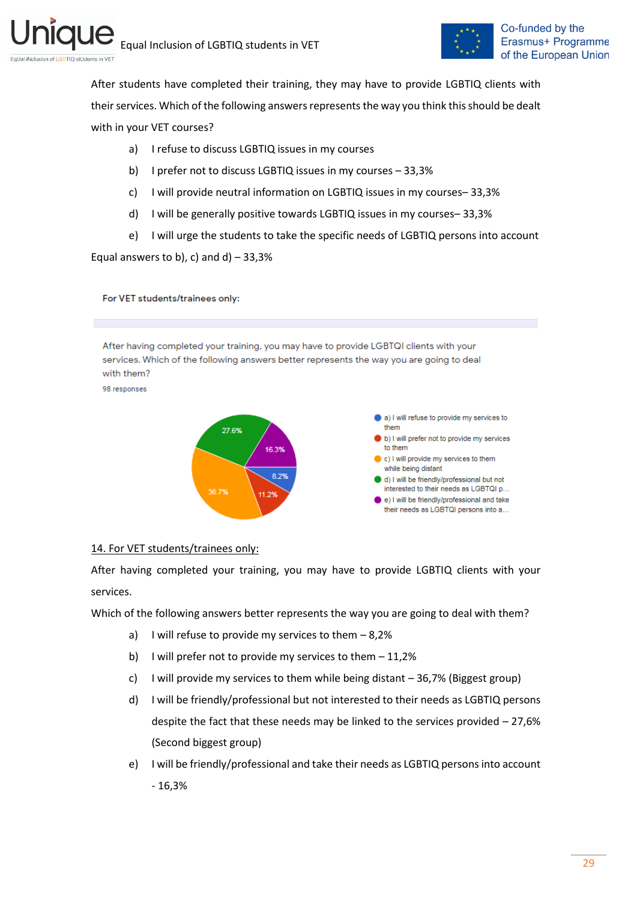After students have completed their training, they may have to provide LGBTIQ clients with their services. Which of the following answers represents the way you think this should be dealt with in your VET courses?

a) I refuse to discuss LGBTIQ issues in my courses

b) I prefer not to discuss LGBTIQ issues in my courses – 33,3%

c) I will provide neutral information on LGBTIQ issues in my courses– 33,3%

d) I will be generally positive towards LGBTIQ issues in my courses– 33,3%

e) I will urge the students to take the specific needs of LGBTIQ persons into account

Equal answers to b), c) and d) – 33,3%

For VET students/trainees only:

After having completed your training, you may have to provide LGBTQI clients with your services. Which of the following answers better represents the way you are going to deal with them?

98 responses

- a) I will refuse to provide my services to them – 8.2%
- b) I will prefer not to provide my services to them – 11.2%
- c) I will provide my services to them while being distant – 36.7%
- d) I will be friendly/professional but not interested to their needs as LGBTQI p... – 27.6%
- e) I will be friendly/professional and take their needs as LGBTQI persons into a... – 16.3%

14. For VET students/trainees only:

After having completed your training, you may have to provide LGBTIQ clients with your services.

Which of the following answers better represents the way you are going to deal with them?

a) I will refuse to provide my services to them – 8,2%

b) I will prefer not to provide my services to them – 11,2%

c) I will provide my services to them while being distant – 36,7% (Biggest group)

d) I will be friendly/professional but not interested to their needs as LGBTIQ persons despite the fact that these needs may be linked to the services provided – 27,6% (Second biggest group)

e) I will be friendly/professional and take their needs as LGBTIQ persons into account - 16,3%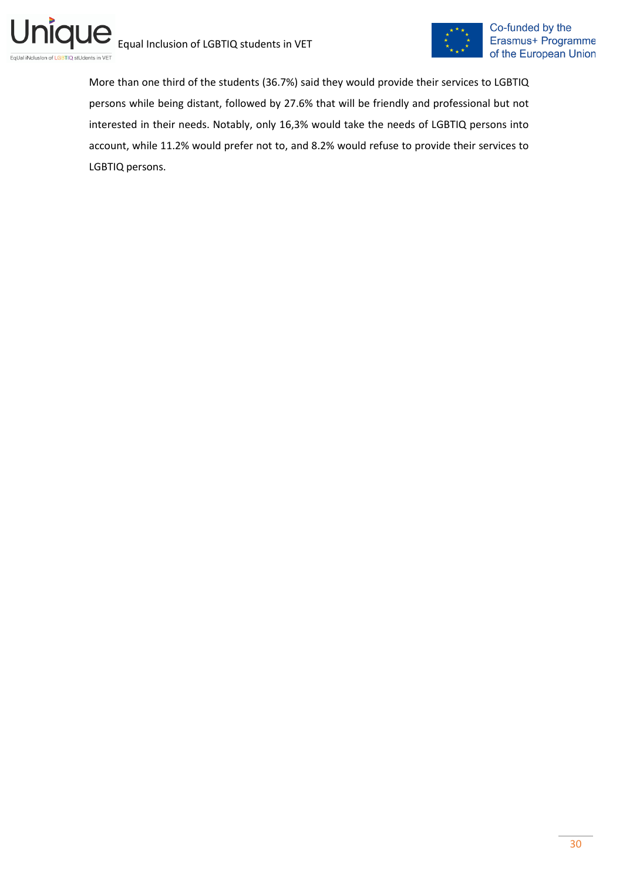More than one third of the students (36.7%) said they would provide their services to LGBTIQ persons while being distant, followed by 27.6% that will be friendly and professional but not interested in their needs. Notably, only 16,3% would take the needs of LGBTIQ persons into account, while 11.2% would prefer not to, and 8.2% would refuse to provide their services to LGBTIQ persons.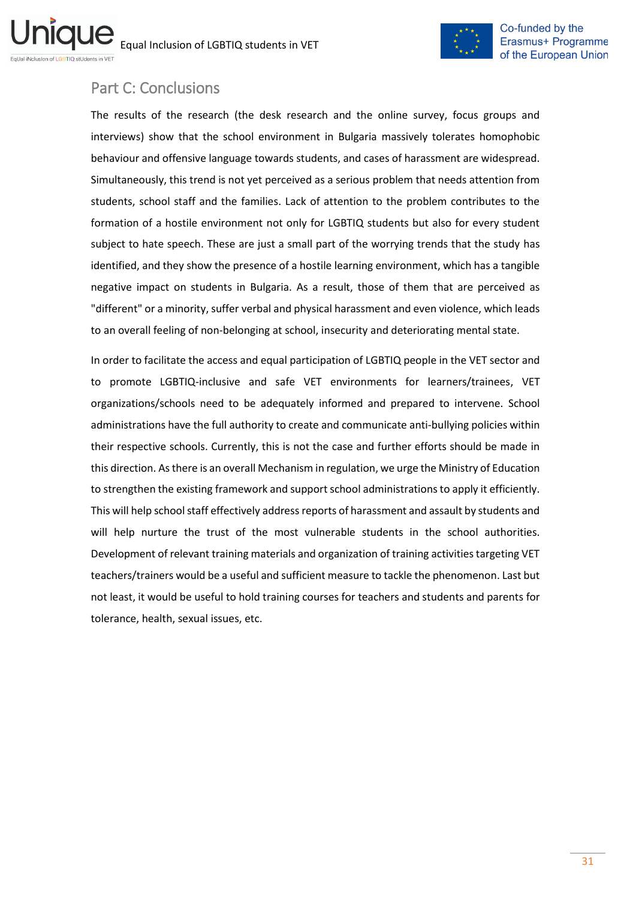## Part C: Conclusions

The results of the research (the desk research and the online survey, focus groups and interviews) show that the school environment in Bulgaria massively tolerates homophobic behaviour and offensive language towards students, and cases of harassment are widespread. Simultaneously, this trend is not yet perceived as a serious problem that needs attention from students, school staff and the families. Lack of attention to the problem contributes to the formation of a hostile environment not only for LGBTIQ students but also for every student subject to hate speech. These are just a small part of the worrying trends that the study has identified, and they show the presence of a hostile learning environment, which has a tangible negative impact on students in Bulgaria. As a result, those of them that are perceived as "different" or a minority, suffer verbal and physical harassment and even violence, which leads to an overall feeling of non-belonging at school, insecurity and deteriorating mental state.

In order to facilitate the access and equal participation of LGBTIQ people in the VET sector and to promote LGBTIQ-inclusive and safe VET environments for learners/trainees, VET organizations/schools need to be adequately informed and prepared to intervene. School administrations have the full authority to create and communicate anti-bullying policies within their respective schools. Currently, this is not the case and further efforts should be made in this direction. As there is an overall Mechanism in regulation, we urge the Ministry of Education to strengthen the existing framework and support school administrations to apply it efficiently. This will help school staff effectively address reports of harassment and assault by students and will help nurture the trust of the most vulnerable students in the school authorities. Development of relevant training materials and organization of training activities targeting VET teachers/trainers would be a useful and sufficient measure to tackle the phenomenon. Last but not least, it would be useful to hold training courses for teachers and students and parents for tolerance, health, sexual issues, etc.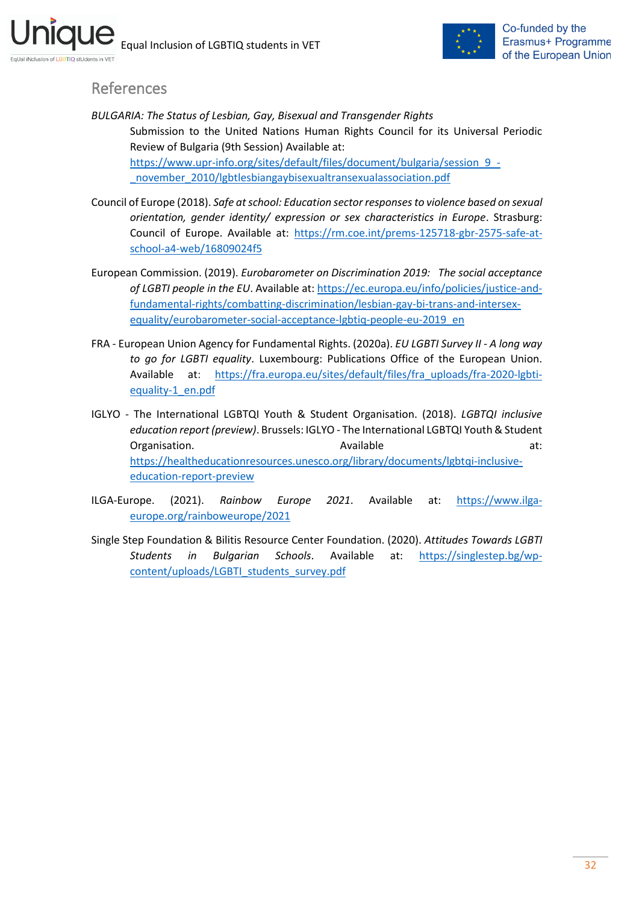## References

*BULGARIA: The Status of Lesbian, Gay, Bisexual and Transgender Rights* Submission to the United Nations Human Rights Council for its Universal Periodic Review of Bulgaria (9th Session) Available at: https://www.upr-info.org/sites/default/files/document/bulgaria/session_9_-_november_2010/lgbtlesbiangaybisexualtransexualassociation.pdf

Council of Europe (2018). *Safe at school: Education sector responses to violence based on sexual orientation, gender identity/ expression or sex characteristics in Europe*. Strasburg: Council of Europe. Available at: https://rm.coe.int/prems-125718-gbr-2575-safe-at-school-a4-web/16809024f5

European Commission. (2019). *Eurobarometer on Discrimination 2019: The social acceptance of LGBTI people in the EU*. Available at: https://ec.europa.eu/info/policies/justice-and-fundamental-rights/combatting-discrimination/lesbian-gay-bi-trans-and-intersex-equality/eurobarometer-social-acceptance-lgbtiq-people-eu-2019_en

FRA - European Union Agency for Fundamental Rights. (2020a). *EU LGBTI Survey II - A long way to go for LGBTI equality*. Luxembourg: Publications Office of the European Union. Available at: https://fra.europa.eu/sites/default/files/fra_uploads/fra-2020-lgbti-equality-1_en.pdf

IGLYO - The International LGBTQI Youth & Student Organisation. (2018). *LGBTQI inclusive education report (preview)*. Brussels: IGLYO - The International LGBTQI Youth & Student Organisation. Available at: https://healtheducationresources.unesco.org/library/documents/lgbtqi-inclusive-education-report-preview

ILGA-Europe. (2021). *Rainbow Europe 2021*. Available at: https://www.ilga-europe.org/rainboweurope/2021

Single Step Foundation & Bilitis Resource Center Foundation. (2020). *Attitudes Towards LGBTI Students in Bulgarian Schools*. Available at: https://singlestep.bg/wp-content/uploads/LGBTI_students_survey.pdf